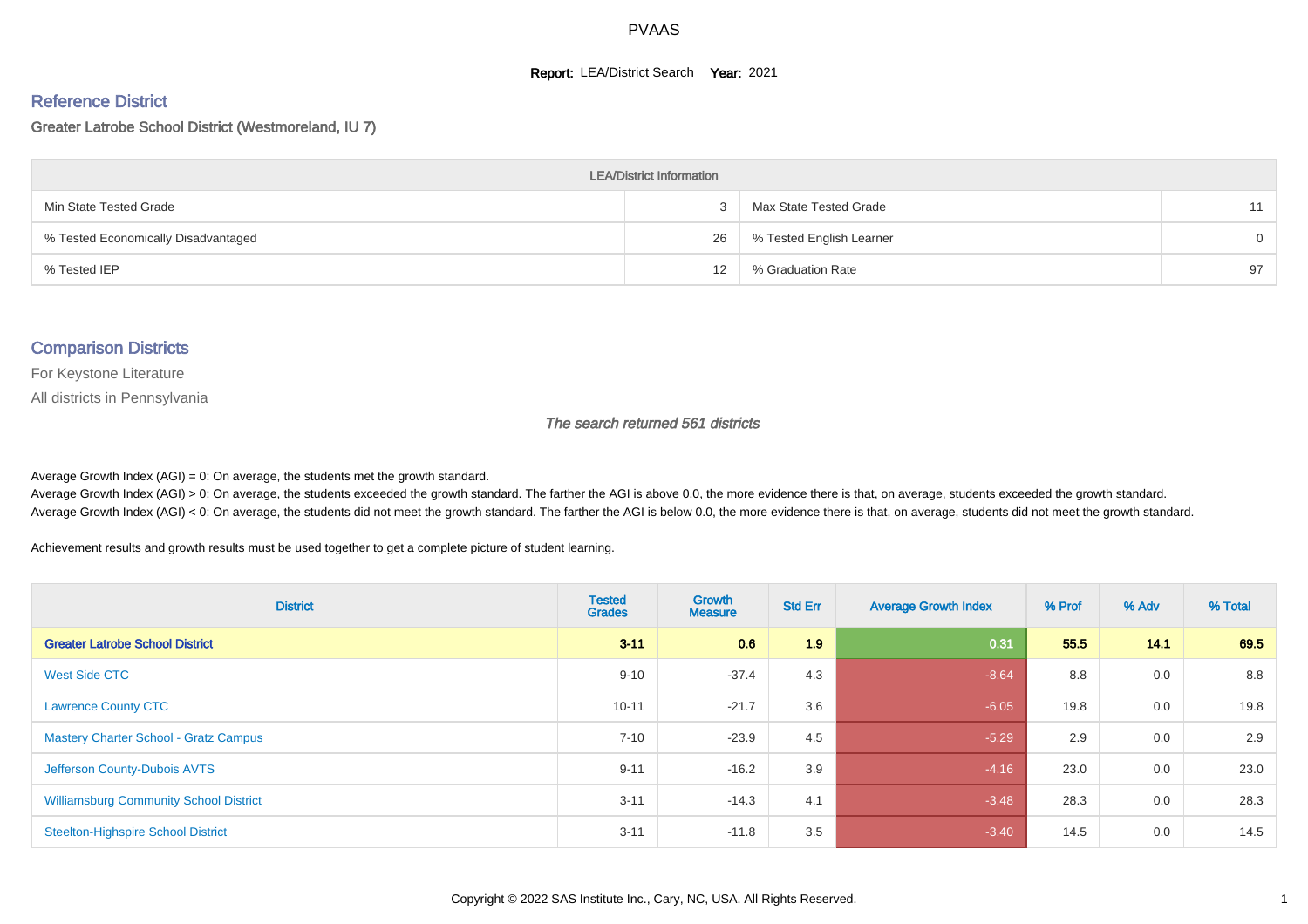# PVAAS

**Report:** LEA/District Search **Year:** 2021

## Reference District

Greater Latrobe School District (Westmoreland, IU 7)

| LEA/District Information | | | |
|---|---|---|---|
| Min State Tested Grade | 3 | Max State Tested Grade | 11 |
| % Tested Economically Disadvantaged | 26 | % Tested English Learner | 0 |
| % Tested IEP | 12 | % Graduation Rate | 97 |

## Comparison Districts

For Keystone Literature

All districts in Pennsylvania

*The search returned 561 districts*

Average Growth Index (AGI) = 0: On average, the students met the growth standard.
Average Growth Index (AGI) > 0: On average, the students exceeded the growth standard. The farther the AGI is above 0.0, the more evidence there is that, on average, students exceeded the growth standard.
Average Growth Index (AGI) < 0: On average, the students did not meet the growth standard. The farther the AGI is below 0.0, the more evidence there is that, on average, students did not meet the growth standard.

Achievement results and growth results must be used together to get a complete picture of student learning.

| District | Tested Grades | Growth Measure | Std Err | Average Growth Index | % Prof | % Adv | % Total |
|---|---|---|---|---|---|---|---|
| **Greater Latrobe School District** | **3-11** | **0.6** | **1.9** | **0.31** | **55.5** | **14.1** | **69.5** |
| West Side CTC | 9-10 | -37.4 | 4.3 | -8.64 | 8.8 | 0.0 | 8.8 |
| Lawrence County CTC | 10-11 | -21.7 | 3.6 | -6.05 | 19.8 | 0.0 | 19.8 |
| Mastery Charter School - Gratz Campus | 7-10 | -23.9 | 4.5 | -5.29 | 2.9 | 0.0 | 2.9 |
| Jefferson County-Dubois AVTS | 9-11 | -16.2 | 3.9 | -4.16 | 23.0 | 0.0 | 23.0 |
| Williamsburg Community School District | 3-11 | -14.3 | 4.1 | -3.48 | 28.3 | 0.0 | 28.3 |
| Steelton-Highspire School District | 3-11 | -11.8 | 3.5 | -3.40 | 14.5 | 0.0 | 14.5 |

Copyright © 2022 SAS Institute Inc., Cary, NC, USA. All Rights Reserved.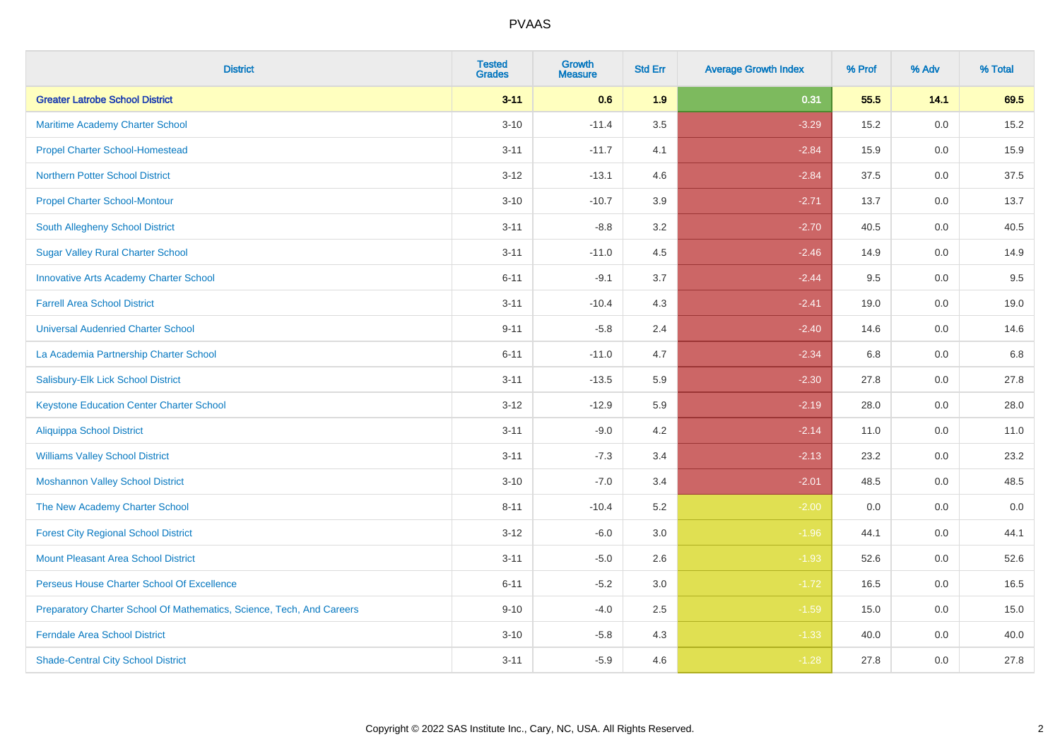PVAAS

| District | Tested Grades | Growth Measure | Std Err | Average Growth Index | % Prof | % Adv | % Total |
|---|---|---|---|---|---|---|---|
| **Greater Latrobe School District** | **3-11** | **0.6** | **1.9** | **0.31** | **55.5** | **14.1** | **69.5** |
| Maritime Academy Charter School | 3-10 | -11.4 | 3.5 | -3.29 | 15.2 | 0.0 | 15.2 |
| Propel Charter School-Homestead | 3-11 | -11.7 | 4.1 | -2.84 | 15.9 | 0.0 | 15.9 |
| Northern Potter School District | 3-12 | -13.1 | 4.6 | -2.84 | 37.5 | 0.0 | 37.5 |
| Propel Charter School-Montour | 3-10 | -10.7 | 3.9 | -2.71 | 13.7 | 0.0 | 13.7 |
| South Allegheny School District | 3-11 | -8.8 | 3.2 | -2.70 | 40.5 | 0.0 | 40.5 |
| Sugar Valley Rural Charter School | 3-11 | -11.0 | 4.5 | -2.46 | 14.9 | 0.0 | 14.9 |
| Innovative Arts Academy Charter School | 6-11 | -9.1 | 3.7 | -2.44 | 9.5 | 0.0 | 9.5 |
| Farrell Area School District | 3-11 | -10.4 | 4.3 | -2.41 | 19.0 | 0.0 | 19.0 |
| Universal Audenried Charter School | 9-11 | -5.8 | 2.4 | -2.40 | 14.6 | 0.0 | 14.6 |
| La Academia Partnership Charter School | 6-11 | -11.0 | 4.7 | -2.34 | 6.8 | 0.0 | 6.8 |
| Salisbury-Elk Lick School District | 3-11 | -13.5 | 5.9 | -2.30 | 27.8 | 0.0 | 27.8 |
| Keystone Education Center Charter School | 3-12 | -12.9 | 5.9 | -2.19 | 28.0 | 0.0 | 28.0 |
| Aliquippa School District | 3-11 | -9.0 | 4.2 | -2.14 | 11.0 | 0.0 | 11.0 |
| Williams Valley School District | 3-11 | -7.3 | 3.4 | -2.13 | 23.2 | 0.0 | 23.2 |
| Moshannon Valley School District | 3-10 | -7.0 | 3.4 | -2.01 | 48.5 | 0.0 | 48.5 |
| The New Academy Charter School | 8-11 | -10.4 | 5.2 | -2.00 | 0.0 | 0.0 | 0.0 |
| Forest City Regional School District | 3-12 | -6.0 | 3.0 | -1.96 | 44.1 | 0.0 | 44.1 |
| Mount Pleasant Area School District | 3-11 | -5.0 | 2.6 | -1.93 | 52.6 | 0.0 | 52.6 |
| Perseus House Charter School Of Excellence | 6-11 | -5.2 | 3.0 | -1.72 | 16.5 | 0.0 | 16.5 |
| Preparatory Charter School Of Mathematics, Science, Tech, And Careers | 9-10 | -4.0 | 2.5 | -1.59 | 15.0 | 0.0 | 15.0 |
| Ferndale Area School District | 3-10 | -5.8 | 4.3 | -1.33 | 40.0 | 0.0 | 40.0 |
| Shade-Central City School District | 3-11 | -5.9 | 4.6 | -1.28 | 27.8 | 0.0 | 27.8 |

Copyright © 2022 SAS Institute Inc., Cary, NC, USA. All Rights Reserved.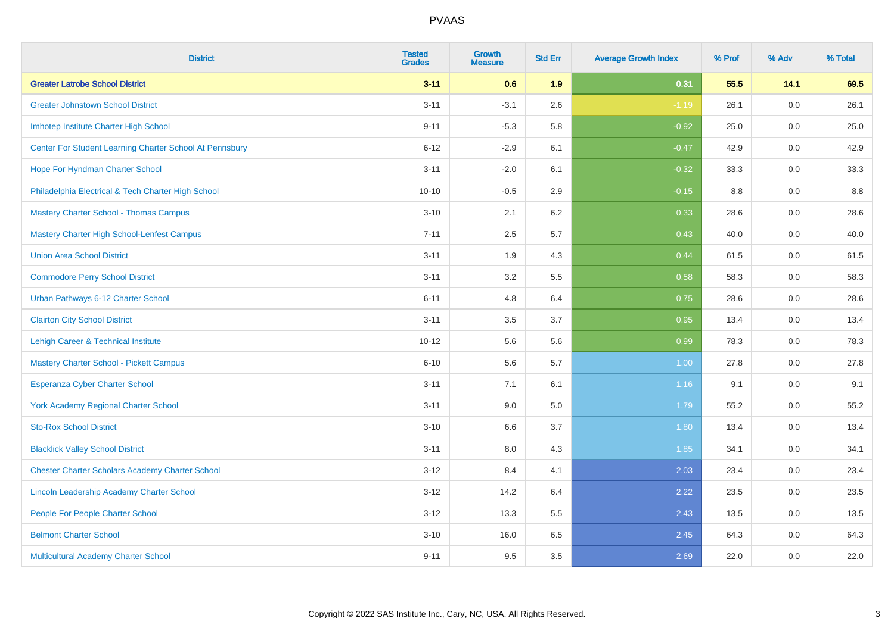# PVAAS

| District | Tested Grades | Growth Measure | Std Err | Average Growth Index | % Prof | % Adv | % Total |
|---|---|---|---|---|---|---|---|
| **Greater Latrobe School District** | **3-11** | **0.6** | **1.9** | **0.31** | **55.5** | **14.1** | **69.5** |
| Greater Johnstown School District | 3-11 | -3.1 | 2.6 | -1.19 | 26.1 | 0.0 | 26.1 |
| Imhotep Institute Charter High School | 9-11 | -5.3 | 5.8 | -0.92 | 25.0 | 0.0 | 25.0 |
| Center For Student Learning Charter School At Pennsbury | 6-12 | -2.9 | 6.1 | -0.47 | 42.9 | 0.0 | 42.9 |
| Hope For Hyndman Charter School | 3-11 | -2.0 | 6.1 | -0.32 | 33.3 | 0.0 | 33.3 |
| Philadelphia Electrical & Tech Charter High School | 10-10 | -0.5 | 2.9 | -0.15 | 8.8 | 0.0 | 8.8 |
| Mastery Charter School - Thomas Campus | 3-10 | 2.1 | 6.2 | 0.33 | 28.6 | 0.0 | 28.6 |
| Mastery Charter High School-Lenfest Campus | 7-11 | 2.5 | 5.7 | 0.43 | 40.0 | 0.0 | 40.0 |
| Union Area School District | 3-11 | 1.9 | 4.3 | 0.44 | 61.5 | 0.0 | 61.5 |
| Commodore Perry School District | 3-11 | 3.2 | 5.5 | 0.58 | 58.3 | 0.0 | 58.3 |
| Urban Pathways 6-12 Charter School | 6-11 | 4.8 | 6.4 | 0.75 | 28.6 | 0.0 | 28.6 |
| Clairton City School District | 3-11 | 3.5 | 3.7 | 0.95 | 13.4 | 0.0 | 13.4 |
| Lehigh Career & Technical Institute | 10-12 | 5.6 | 5.6 | 0.99 | 78.3 | 0.0 | 78.3 |
| Mastery Charter School - Pickett Campus | 6-10 | 5.6 | 5.7 | 1.00 | 27.8 | 0.0 | 27.8 |
| Esperanza Cyber Charter School | 3-11 | 7.1 | 6.1 | 1.16 | 9.1 | 0.0 | 9.1 |
| York Academy Regional Charter School | 3-11 | 9.0 | 5.0 | 1.79 | 55.2 | 0.0 | 55.2 |
| Sto-Rox School District | 3-10 | 6.6 | 3.7 | 1.80 | 13.4 | 0.0 | 13.4 |
| Blacklick Valley School District | 3-11 | 8.0 | 4.3 | 1.85 | 34.1 | 0.0 | 34.1 |
| Chester Charter Scholars Academy Charter School | 3-12 | 8.4 | 4.1 | 2.03 | 23.4 | 0.0 | 23.4 |
| Lincoln Leadership Academy Charter School | 3-12 | 14.2 | 6.4 | 2.22 | 23.5 | 0.0 | 23.5 |
| People For People Charter School | 3-12 | 13.3 | 5.5 | 2.43 | 13.5 | 0.0 | 13.5 |
| Belmont Charter School | 3-10 | 16.0 | 6.5 | 2.45 | 64.3 | 0.0 | 64.3 |
| Multicultural Academy Charter School | 9-11 | 9.5 | 3.5 | 2.69 | 22.0 | 0.0 | 22.0 |

Copyright © 2022 SAS Institute Inc., Cary, NC, USA. All Rights Reserved.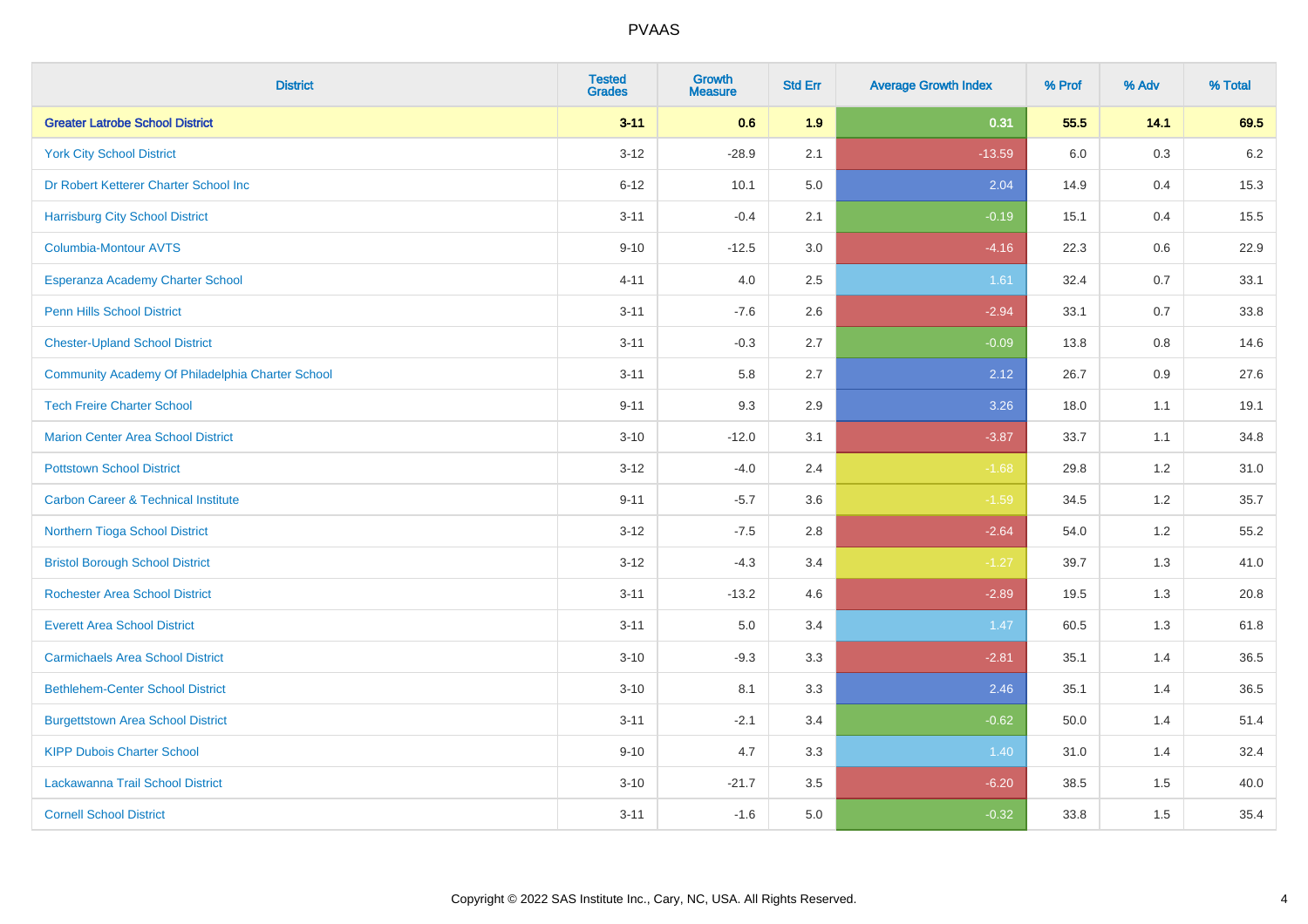# PVAAS

| District | Tested Grades | Growth Measure | Std Err | Average Growth Index | % Prof | % Adv | % Total |
|---|---|---|---|---|---|---|---|
| **Greater Latrobe School District** | **3-11** | **0.6** | **1.9** | **0.31** | **55.5** | **14.1** | **69.5** |
| York City School District | 3-12 | -28.9 | 2.1 | -13.59 | 6.0 | 0.3 | 6.2 |
| Dr Robert Ketterer Charter School Inc | 6-12 | 10.1 | 5.0 | 2.04 | 14.9 | 0.4 | 15.3 |
| Harrisburg City School District | 3-11 | -0.4 | 2.1 | -0.19 | 15.1 | 0.4 | 15.5 |
| Columbia-Montour AVTS | 9-10 | -12.5 | 3.0 | -4.16 | 22.3 | 0.6 | 22.9 |
| Esperanza Academy Charter School | 4-11 | 4.0 | 2.5 | 1.61 | 32.4 | 0.7 | 33.1 |
| Penn Hills School District | 3-11 | -7.6 | 2.6 | -2.94 | 33.1 | 0.7 | 33.8 |
| Chester-Upland School District | 3-11 | -0.3 | 2.7 | -0.09 | 13.8 | 0.8 | 14.6 |
| Community Academy Of Philadelphia Charter School | 3-11 | 5.8 | 2.7 | 2.12 | 26.7 | 0.9 | 27.6 |
| Tech Freire Charter School | 9-11 | 9.3 | 2.9 | 3.26 | 18.0 | 1.1 | 19.1 |
| Marion Center Area School District | 3-10 | -12.0 | 3.1 | -3.87 | 33.7 | 1.1 | 34.8 |
| Pottstown School District | 3-12 | -4.0 | 2.4 | -1.68 | 29.8 | 1.2 | 31.0 |
| Carbon Career & Technical Institute | 9-11 | -5.7 | 3.6 | -1.59 | 34.5 | 1.2 | 35.7 |
| Northern Tioga School District | 3-12 | -7.5 | 2.8 | -2.64 | 54.0 | 1.2 | 55.2 |
| Bristol Borough School District | 3-12 | -4.3 | 3.4 | -1.27 | 39.7 | 1.3 | 41.0 |
| Rochester Area School District | 3-11 | -13.2 | 4.6 | -2.89 | 19.5 | 1.3 | 20.8 |
| Everett Area School District | 3-11 | 5.0 | 3.4 | 1.47 | 60.5 | 1.3 | 61.8 |
| Carmichaels Area School District | 3-10 | -9.3 | 3.3 | -2.81 | 35.1 | 1.4 | 36.5 |
| Bethlehem-Center School District | 3-10 | 8.1 | 3.3 | 2.46 | 35.1 | 1.4 | 36.5 |
| Burgettstown Area School District | 3-11 | -2.1 | 3.4 | -0.62 | 50.0 | 1.4 | 51.4 |
| KIPP Dubois Charter School | 9-10 | 4.7 | 3.3 | 1.40 | 31.0 | 1.4 | 32.4 |
| Lackawanna Trail School District | 3-10 | -21.7 | 3.5 | -6.20 | 38.5 | 1.5 | 40.0 |
| Cornell School District | 3-11 | -1.6 | 5.0 | -0.32 | 33.8 | 1.5 | 35.4 |

Copyright © 2022 SAS Institute Inc., Cary, NC, USA. All Rights Reserved.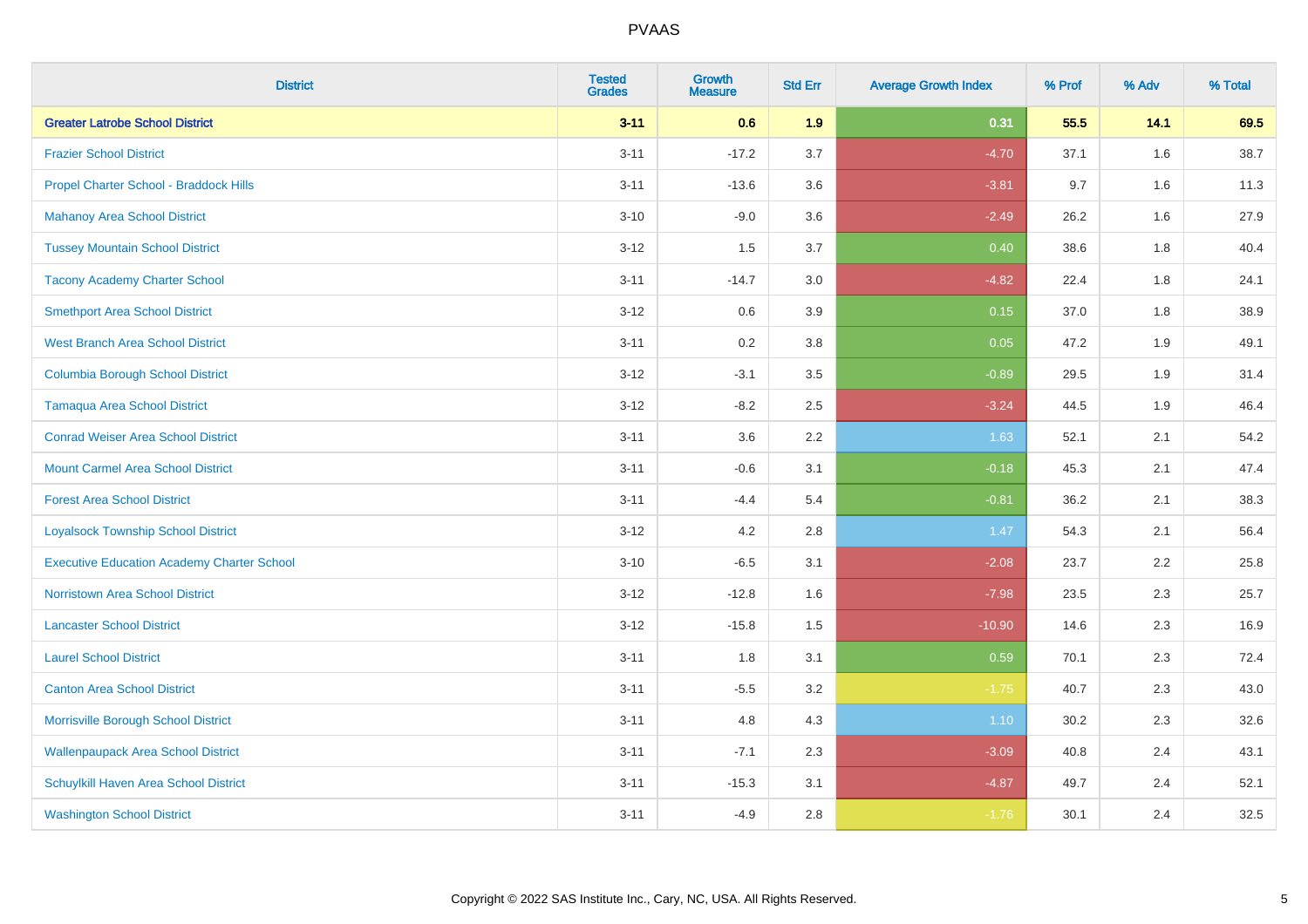# PVAAS

| District | Tested Grades | Growth Measure | Std Err | Average Growth Index | % Prof | % Adv | % Total |
|---|---|---|---|---|---|---|---|
| **Greater Latrobe School District** | **3-11** | **0.6** | **1.9** | **0.31** | **55.5** | **14.1** | **69.5** |
| Frazier School District | 3-11 | -17.2 | 3.7 | -4.70 | 37.1 | 1.6 | 38.7 |
| Propel Charter School - Braddock Hills | 3-11 | -13.6 | 3.6 | -3.81 | 9.7 | 1.6 | 11.3 |
| Mahanoy Area School District | 3-10 | -9.0 | 3.6 | -2.49 | 26.2 | 1.6 | 27.9 |
| Tussey Mountain School District | 3-12 | 1.5 | 3.7 | 0.40 | 38.6 | 1.8 | 40.4 |
| Tacony Academy Charter School | 3-11 | -14.7 | 3.0 | -4.82 | 22.4 | 1.8 | 24.1 |
| Smethport Area School District | 3-12 | 0.6 | 3.9 | 0.15 | 37.0 | 1.8 | 38.9 |
| West Branch Area School District | 3-11 | 0.2 | 3.8 | 0.05 | 47.2 | 1.9 | 49.1 |
| Columbia Borough School District | 3-12 | -3.1 | 3.5 | -0.89 | 29.5 | 1.9 | 31.4 |
| Tamaqua Area School District | 3-12 | -8.2 | 2.5 | -3.24 | 44.5 | 1.9 | 46.4 |
| Conrad Weiser Area School District | 3-11 | 3.6 | 2.2 | 1.63 | 52.1 | 2.1 | 54.2 |
| Mount Carmel Area School District | 3-11 | -0.6 | 3.1 | -0.18 | 45.3 | 2.1 | 47.4 |
| Forest Area School District | 3-11 | -4.4 | 5.4 | -0.81 | 36.2 | 2.1 | 38.3 |
| Loyalsock Township School District | 3-12 | 4.2 | 2.8 | 1.47 | 54.3 | 2.1 | 56.4 |
| Executive Education Academy Charter School | 3-10 | -6.5 | 3.1 | -2.08 | 23.7 | 2.2 | 25.8 |
| Norristown Area School District | 3-12 | -12.8 | 1.6 | -7.98 | 23.5 | 2.3 | 25.7 |
| Lancaster School District | 3-12 | -15.8 | 1.5 | -10.90 | 14.6 | 2.3 | 16.9 |
| Laurel School District | 3-11 | 1.8 | 3.1 | 0.59 | 70.1 | 2.3 | 72.4 |
| Canton Area School District | 3-11 | -5.5 | 3.2 | -1.75 | 40.7 | 2.3 | 43.0 |
| Morrisville Borough School District | 3-11 | 4.8 | 4.3 | 1.10 | 30.2 | 2.3 | 32.6 |
| Wallenpaupack Area School District | 3-11 | -7.1 | 2.3 | -3.09 | 40.8 | 2.4 | 43.1 |
| Schuylkill Haven Area School District | 3-11 | -15.3 | 3.1 | -4.87 | 49.7 | 2.4 | 52.1 |
| Washington School District | 3-11 | -4.9 | 2.8 | -1.76 | 30.1 | 2.4 | 32.5 |

Copyright © 2022 SAS Institute Inc., Cary, NC, USA. All Rights Reserved.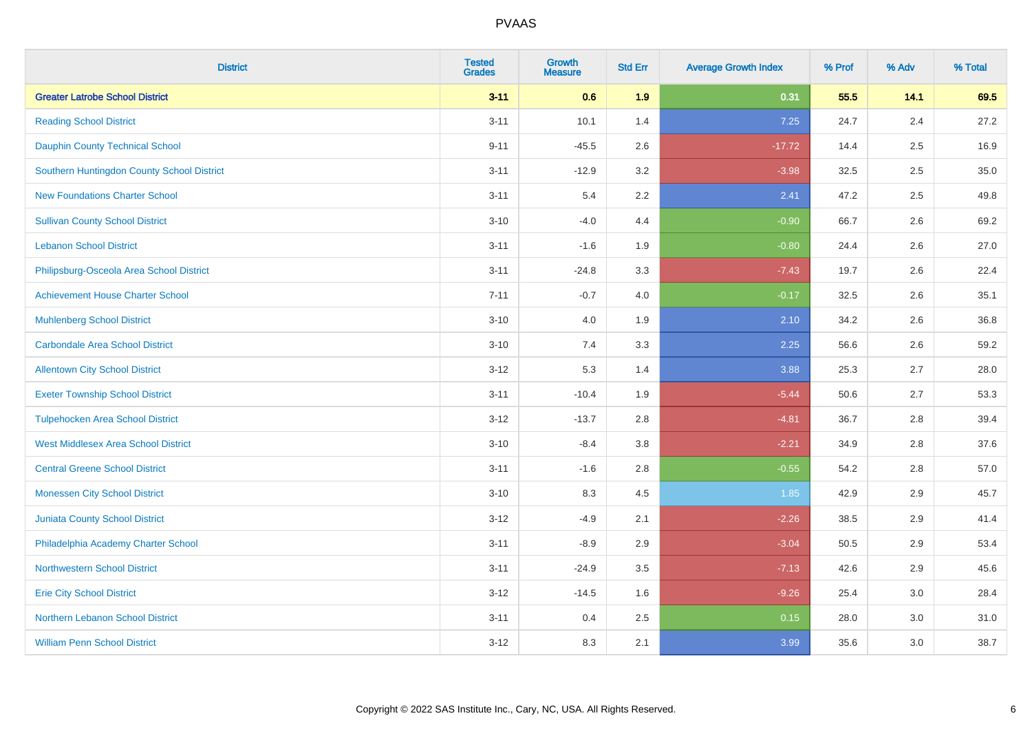| District | Tested Grades | Growth Measure | Std Err | Average Growth Index | % Prof | % Adv | % Total |
|---|---|---|---|---|---|---|---|
| **Greater Latrobe School District** | **3-11** | **0.6** | **1.9** | **0.31** | **55.5** | **14.1** | **69.5** |
| Reading School District | 3-11 | 10.1 | 1.4 | 7.25 | 24.7 | 2.4 | 27.2 |
| Dauphin County Technical School | 9-11 | -45.5 | 2.6 | -17.72 | 14.4 | 2.5 | 16.9 |
| Southern Huntingdon County School District | 3-11 | -12.9 | 3.2 | -3.98 | 32.5 | 2.5 | 35.0 |
| New Foundations Charter School | 3-11 | 5.4 | 2.2 | 2.41 | 47.2 | 2.5 | 49.8 |
| Sullivan County School District | 3-10 | -4.0 | 4.4 | -0.90 | 66.7 | 2.6 | 69.2 |
| Lebanon School District | 3-11 | -1.6 | 1.9 | -0.80 | 24.4 | 2.6 | 27.0 |
| Philipsburg-Osceola Area School District | 3-11 | -24.8 | 3.3 | -7.43 | 19.7 | 2.6 | 22.4 |
| Achievement House Charter School | 7-11 | -0.7 | 4.0 | -0.17 | 32.5 | 2.6 | 35.1 |
| Muhlenberg School District | 3-10 | 4.0 | 1.9 | 2.10 | 34.2 | 2.6 | 36.8 |
| Carbondale Area School District | 3-10 | 7.4 | 3.3 | 2.25 | 56.6 | 2.6 | 59.2 |
| Allentown City School District | 3-12 | 5.3 | 1.4 | 3.88 | 25.3 | 2.7 | 28.0 |
| Exeter Township School District | 3-11 | -10.4 | 1.9 | -5.44 | 50.6 | 2.7 | 53.3 |
| Tulpehocken Area School District | 3-12 | -13.7 | 2.8 | -4.81 | 36.7 | 2.8 | 39.4 |
| West Middlesex Area School District | 3-10 | -8.4 | 3.8 | -2.21 | 34.9 | 2.8 | 37.6 |
| Central Greene School District | 3-11 | -1.6 | 2.8 | -0.55 | 54.2 | 2.8 | 57.0 |
| Monessen City School District | 3-10 | 8.3 | 4.5 | 1.85 | 42.9 | 2.9 | 45.7 |
| Juniata County School District | 3-12 | -4.9 | 2.1 | -2.26 | 38.5 | 2.9 | 41.4 |
| Philadelphia Academy Charter School | 3-11 | -8.9 | 2.9 | -3.04 | 50.5 | 2.9 | 53.4 |
| Northwestern School District | 3-11 | -24.9 | 3.5 | -7.13 | 42.6 | 2.9 | 45.6 |
| Erie City School District | 3-12 | -14.5 | 1.6 | -9.26 | 25.4 | 3.0 | 28.4 |
| Northern Lebanon School District | 3-11 | 0.4 | 2.5 | 0.15 | 28.0 | 3.0 | 31.0 |
| William Penn School District | 3-12 | 8.3 | 2.1 | 3.99 | 35.6 | 3.0 | 38.7 |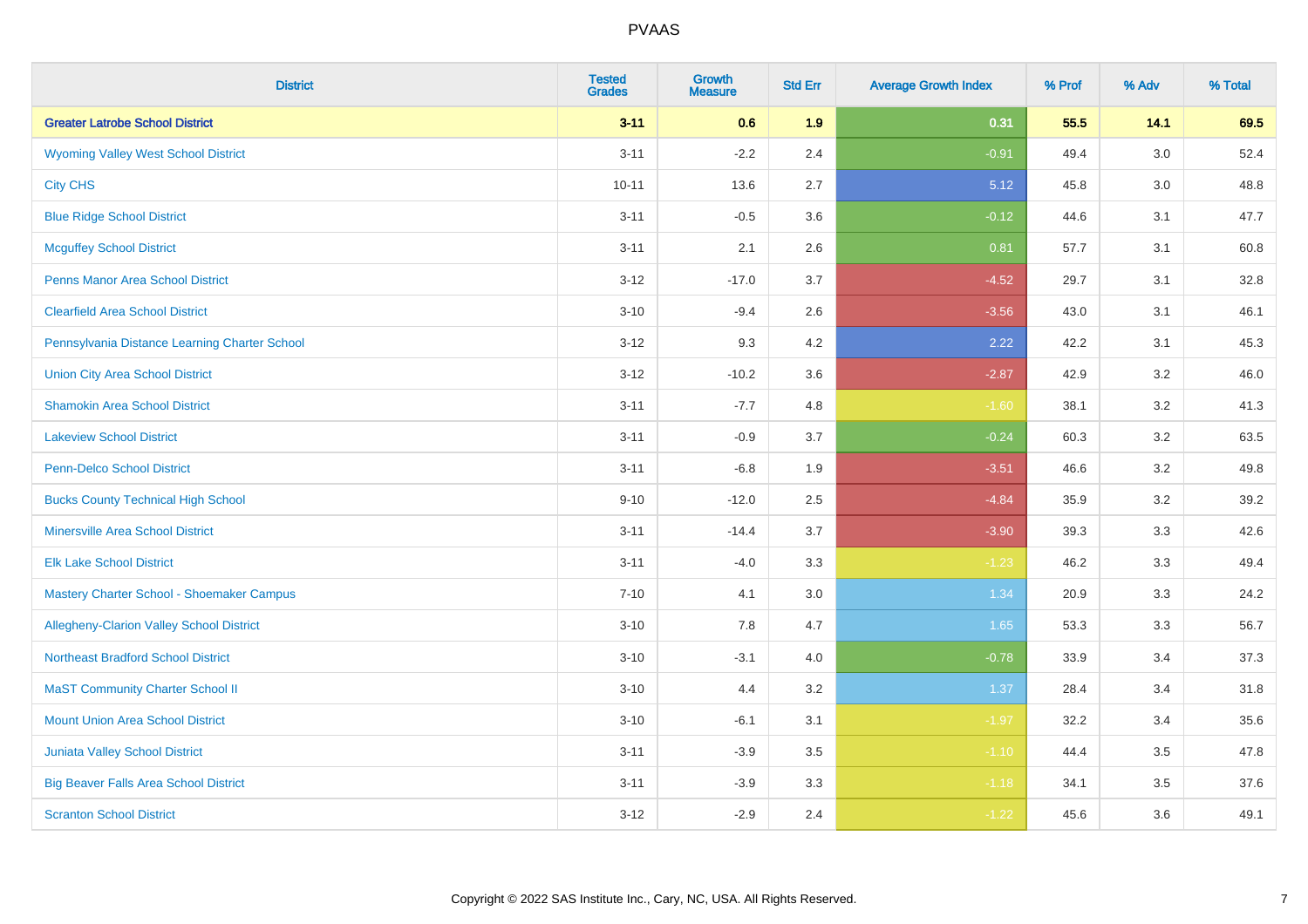# PVAAS

| District | Tested Grades | Growth Measure | Std Err | Average Growth Index | % Prof | % Adv | % Total |
|---|---|---|---|---|---|---|---|
| **Greater Latrobe School District** | **3-11** | **0.6** | **1.9** | **0.31** | **55.5** | **14.1** | **69.5** |
| Wyoming Valley West School District | 3-11 | -2.2 | 2.4 | -0.91 | 49.4 | 3.0 | 52.4 |
| City CHS | 10-11 | 13.6 | 2.7 | 5.12 | 45.8 | 3.0 | 48.8 |
| Blue Ridge School District | 3-11 | -0.5 | 3.6 | -0.12 | 44.6 | 3.1 | 47.7 |
| Mcguffey School District | 3-11 | 2.1 | 2.6 | 0.81 | 57.7 | 3.1 | 60.8 |
| Penns Manor Area School District | 3-12 | -17.0 | 3.7 | -4.52 | 29.7 | 3.1 | 32.8 |
| Clearfield Area School District | 3-10 | -9.4 | 2.6 | -3.56 | 43.0 | 3.1 | 46.1 |
| Pennsylvania Distance Learning Charter School | 3-12 | 9.3 | 4.2 | 2.22 | 42.2 | 3.1 | 45.3 |
| Union City Area School District | 3-12 | -10.2 | 3.6 | -2.87 | 42.9 | 3.2 | 46.0 |
| Shamokin Area School District | 3-11 | -7.7 | 4.8 | -1.60 | 38.1 | 3.2 | 41.3 |
| Lakeview School District | 3-11 | -0.9 | 3.7 | -0.24 | 60.3 | 3.2 | 63.5 |
| Penn-Delco School District | 3-11 | -6.8 | 1.9 | -3.51 | 46.6 | 3.2 | 49.8 |
| Bucks County Technical High School | 9-10 | -12.0 | 2.5 | -4.84 | 35.9 | 3.2 | 39.2 |
| Minersville Area School District | 3-11 | -14.4 | 3.7 | -3.90 | 39.3 | 3.3 | 42.6 |
| Elk Lake School District | 3-11 | -4.0 | 3.3 | -1.23 | 46.2 | 3.3 | 49.4 |
| Mastery Charter School - Shoemaker Campus | 7-10 | 4.1 | 3.0 | 1.34 | 20.9 | 3.3 | 24.2 |
| Allegheny-Clarion Valley School District | 3-10 | 7.8 | 4.7 | 1.65 | 53.3 | 3.3 | 56.7 |
| Northeast Bradford School District | 3-10 | -3.1 | 4.0 | -0.78 | 33.9 | 3.4 | 37.3 |
| MaST Community Charter School II | 3-10 | 4.4 | 3.2 | 1.37 | 28.4 | 3.4 | 31.8 |
| Mount Union Area School District | 3-10 | -6.1 | 3.1 | -1.97 | 32.2 | 3.4 | 35.6 |
| Juniata Valley School District | 3-11 | -3.9 | 3.5 | -1.10 | 44.4 | 3.5 | 47.8 |
| Big Beaver Falls Area School District | 3-11 | -3.9 | 3.3 | -1.18 | 34.1 | 3.5 | 37.6 |
| Scranton School District | 3-12 | -2.9 | 2.4 | -1.22 | 45.6 | 3.6 | 49.1 |

Copyright © 2022 SAS Institute Inc., Cary, NC, USA. All Rights Reserved.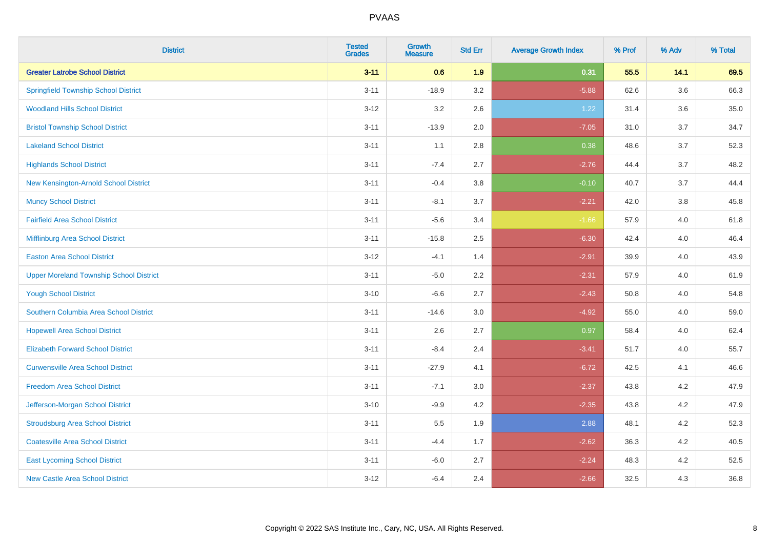| District | Tested Grades | Growth Measure | Std Err | Average Growth Index | % Prof | % Adv | % Total |
|---|---|---|---|---|---|---|---|
| **Greater Latrobe School District** | **3-11** | **0.6** | **1.9** | **0.31** | **55.5** | **14.1** | **69.5** |
| Springfield Township School District | 3-11 | -18.9 | 3.2 | -5.88 | 62.6 | 3.6 | 66.3 |
| Woodland Hills School District | 3-12 | 3.2 | 2.6 | 1.22 | 31.4 | 3.6 | 35.0 |
| Bristol Township School District | 3-11 | -13.9 | 2.0 | -7.05 | 31.0 | 3.7 | 34.7 |
| Lakeland School District | 3-11 | 1.1 | 2.8 | 0.38 | 48.6 | 3.7 | 52.3 |
| Highlands School District | 3-11 | -7.4 | 2.7 | -2.76 | 44.4 | 3.7 | 48.2 |
| New Kensington-Arnold School District | 3-11 | -0.4 | 3.8 | -0.10 | 40.7 | 3.7 | 44.4 |
| Muncy School District | 3-11 | -8.1 | 3.7 | -2.21 | 42.0 | 3.8 | 45.8 |
| Fairfield Area School District | 3-11 | -5.6 | 3.4 | -1.66 | 57.9 | 4.0 | 61.8 |
| Mifflinburg Area School District | 3-11 | -15.8 | 2.5 | -6.30 | 42.4 | 4.0 | 46.4 |
| Easton Area School District | 3-12 | -4.1 | 1.4 | -2.91 | 39.9 | 4.0 | 43.9 |
| Upper Moreland Township School District | 3-11 | -5.0 | 2.2 | -2.31 | 57.9 | 4.0 | 61.9 |
| Yough School District | 3-10 | -6.6 | 2.7 | -2.43 | 50.8 | 4.0 | 54.8 |
| Southern Columbia Area School District | 3-11 | -14.6 | 3.0 | -4.92 | 55.0 | 4.0 | 59.0 |
| Hopewell Area School District | 3-11 | 2.6 | 2.7 | 0.97 | 58.4 | 4.0 | 62.4 |
| Elizabeth Forward School District | 3-11 | -8.4 | 2.4 | -3.41 | 51.7 | 4.0 | 55.7 |
| Curwensville Area School District | 3-11 | -27.9 | 4.1 | -6.72 | 42.5 | 4.1 | 46.6 |
| Freedom Area School District | 3-11 | -7.1 | 3.0 | -2.37 | 43.8 | 4.2 | 47.9 |
| Jefferson-Morgan School District | 3-10 | -9.9 | 4.2 | -2.35 | 43.8 | 4.2 | 47.9 |
| Stroudsburg Area School District | 3-11 | 5.5 | 1.9 | 2.88 | 48.1 | 4.2 | 52.3 |
| Coatesville Area School District | 3-11 | -4.4 | 1.7 | -2.62 | 36.3 | 4.2 | 40.5 |
| East Lycoming School District | 3-11 | -6.0 | 2.7 | -2.24 | 48.3 | 4.2 | 52.5 |
| New Castle Area School District | 3-12 | -6.4 | 2.4 | -2.66 | 32.5 | 4.3 | 36.8 |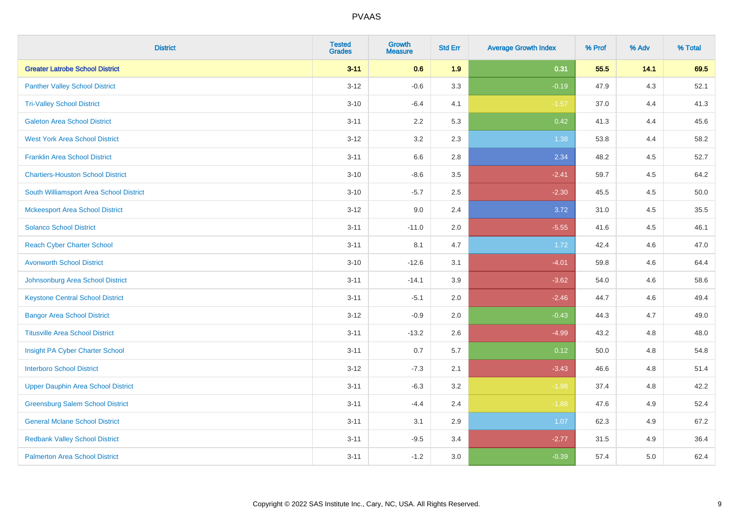| District | Tested Grades | Growth Measure | Std Err | Average Growth Index | % Prof | % Adv | % Total |
|---|---|---|---|---|---|---|---|
| **Greater Latrobe School District** | **3-11** | **0.6** | **1.9** | **0.31** | **55.5** | **14.1** | **69.5** |
| Panther Valley School District | 3-12 | -0.6 | 3.3 | -0.19 | 47.9 | 4.3 | 52.1 |
| Tri-Valley School District | 3-10 | -6.4 | 4.1 | -1.57 | 37.0 | 4.4 | 41.3 |
| Galeton Area School District | 3-11 | 2.2 | 5.3 | 0.42 | 41.3 | 4.4 | 45.6 |
| West York Area School District | 3-12 | 3.2 | 2.3 | 1.38 | 53.8 | 4.4 | 58.2 |
| Franklin Area School District | 3-11 | 6.6 | 2.8 | 2.34 | 48.2 | 4.5 | 52.7 |
| Chartiers-Houston School District | 3-10 | -8.6 | 3.5 | -2.41 | 59.7 | 4.5 | 64.2 |
| South Williamsport Area School District | 3-10 | -5.7 | 2.5 | -2.30 | 45.5 | 4.5 | 50.0 |
| Mckeesport Area School District | 3-12 | 9.0 | 2.4 | 3.72 | 31.0 | 4.5 | 35.5 |
| Solanco School District | 3-11 | -11.0 | 2.0 | -5.55 | 41.6 | 4.5 | 46.1 |
| Reach Cyber Charter School | 3-11 | 8.1 | 4.7 | 1.72 | 42.4 | 4.6 | 47.0 |
| Avonworth School District | 3-10 | -12.6 | 3.1 | -4.01 | 59.8 | 4.6 | 64.4 |
| Johnsonburg Area School District | 3-11 | -14.1 | 3.9 | -3.62 | 54.0 | 4.6 | 58.6 |
| Keystone Central School District | 3-11 | -5.1 | 2.0 | -2.46 | 44.7 | 4.6 | 49.4 |
| Bangor Area School District | 3-12 | -0.9 | 2.0 | -0.43 | 44.3 | 4.7 | 49.0 |
| Titusville Area School District | 3-11 | -13.2 | 2.6 | -4.99 | 43.2 | 4.8 | 48.0 |
| Insight PA Cyber Charter School | 3-11 | 0.7 | 5.7 | 0.12 | 50.0 | 4.8 | 54.8 |
| Interboro School District | 3-12 | -7.3 | 2.1 | -3.43 | 46.6 | 4.8 | 51.4 |
| Upper Dauphin Area School District | 3-11 | -6.3 | 3.2 | -1.98 | 37.4 | 4.8 | 42.2 |
| Greensburg Salem School District | 3-11 | -4.4 | 2.4 | -1.88 | 47.6 | 4.9 | 52.4 |
| General Mclane School District | 3-11 | 3.1 | 2.9 | 1.07 | 62.3 | 4.9 | 67.2 |
| Redbank Valley School District | 3-11 | -9.5 | 3.4 | -2.77 | 31.5 | 4.9 | 36.4 |
| Palmerton Area School District | 3-11 | -1.2 | 3.0 | -0.39 | 57.4 | 5.0 | 62.4 |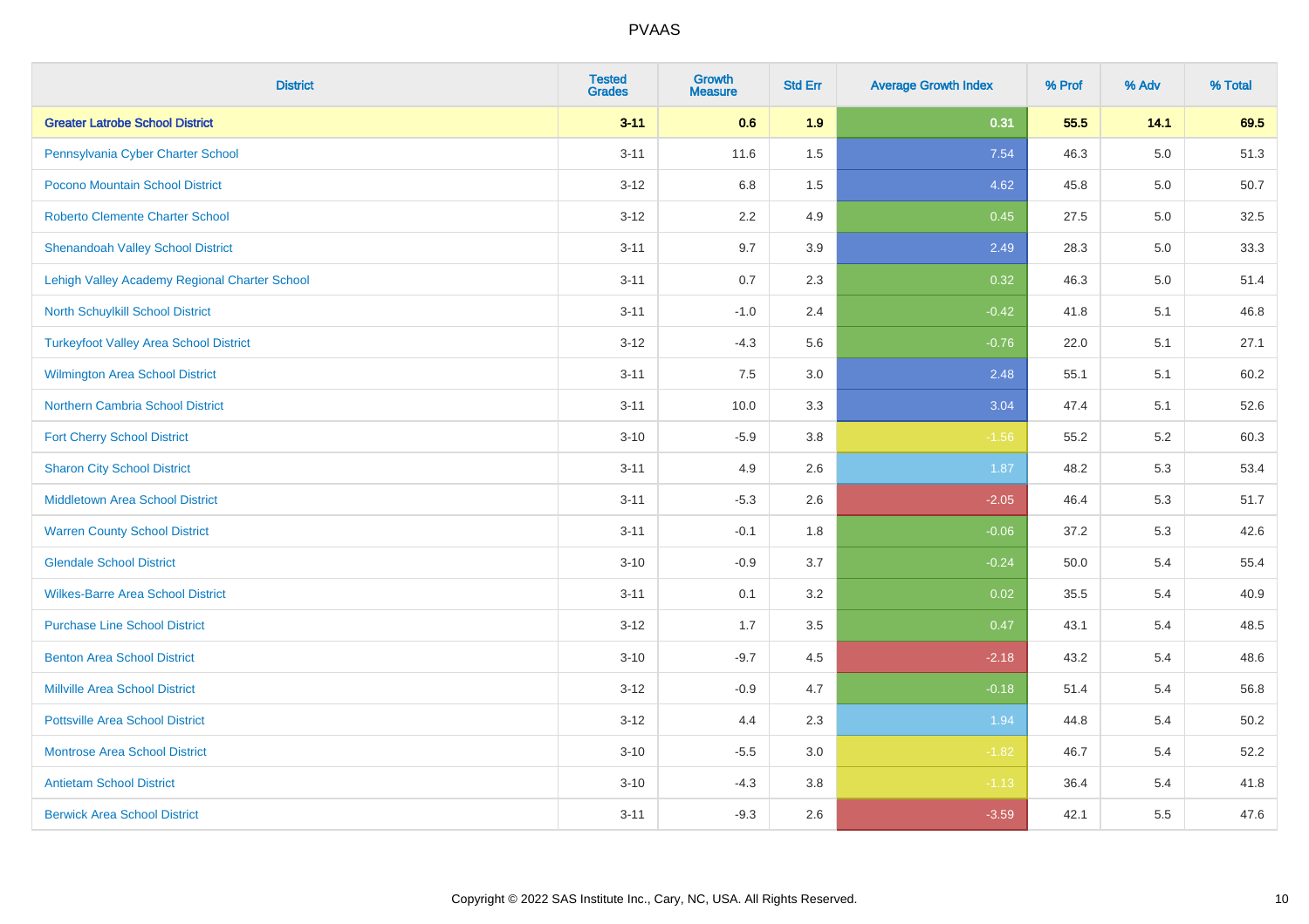# PVAAS

| District | Tested Grades | Growth Measure | Std Err | Average Growth Index | % Prof | % Adv | % Total |
|---|---|---|---|---|---|---|---|
| **Greater Latrobe School District** | **3-11** | **0.6** | **1.9** | **0.31** | **55.5** | **14.1** | **69.5** |
| Pennsylvania Cyber Charter School | 3-11 | 11.6 | 1.5 | 7.54 | 46.3 | 5.0 | 51.3 |
| Pocono Mountain School District | 3-12 | 6.8 | 1.5 | 4.62 | 45.8 | 5.0 | 50.7 |
| Roberto Clemente Charter School | 3-12 | 2.2 | 4.9 | 0.45 | 27.5 | 5.0 | 32.5 |
| Shenandoah Valley School District | 3-11 | 9.7 | 3.9 | 2.49 | 28.3 | 5.0 | 33.3 |
| Lehigh Valley Academy Regional Charter School | 3-11 | 0.7 | 2.3 | 0.32 | 46.3 | 5.0 | 51.4 |
| North Schuylkill School District | 3-11 | -1.0 | 2.4 | -0.42 | 41.8 | 5.1 | 46.8 |
| Turkeyfoot Valley Area School District | 3-12 | -4.3 | 5.6 | -0.76 | 22.0 | 5.1 | 27.1 |
| Wilmington Area School District | 3-11 | 7.5 | 3.0 | 2.48 | 55.1 | 5.1 | 60.2 |
| Northern Cambria School District | 3-11 | 10.0 | 3.3 | 3.04 | 47.4 | 5.1 | 52.6 |
| Fort Cherry School District | 3-10 | -5.9 | 3.8 | -1.56 | 55.2 | 5.2 | 60.3 |
| Sharon City School District | 3-11 | 4.9 | 2.6 | 1.87 | 48.2 | 5.3 | 53.4 |
| Middletown Area School District | 3-11 | -5.3 | 2.6 | -2.05 | 46.4 | 5.3 | 51.7 |
| Warren County School District | 3-11 | -0.1 | 1.8 | -0.06 | 37.2 | 5.3 | 42.6 |
| Glendale School District | 3-10 | -0.9 | 3.7 | -0.24 | 50.0 | 5.4 | 55.4 |
| Wilkes-Barre Area School District | 3-11 | 0.1 | 3.2 | 0.02 | 35.5 | 5.4 | 40.9 |
| Purchase Line School District | 3-12 | 1.7 | 3.5 | 0.47 | 43.1 | 5.4 | 48.5 |
| Benton Area School District | 3-10 | -9.7 | 4.5 | -2.18 | 43.2 | 5.4 | 48.6 |
| Millville Area School District | 3-12 | -0.9 | 4.7 | -0.18 | 51.4 | 5.4 | 56.8 |
| Pottsville Area School District | 3-12 | 4.4 | 2.3 | 1.94 | 44.8 | 5.4 | 50.2 |
| Montrose Area School District | 3-10 | -5.5 | 3.0 | -1.82 | 46.7 | 5.4 | 52.2 |
| Antietam School District | 3-10 | -4.3 | 3.8 | -1.13 | 36.4 | 5.4 | 41.8 |
| Berwick Area School District | 3-11 | -9.3 | 2.6 | -3.59 | 42.1 | 5.5 | 47.6 |

Copyright © 2022 SAS Institute Inc., Cary, NC, USA. All Rights Reserved.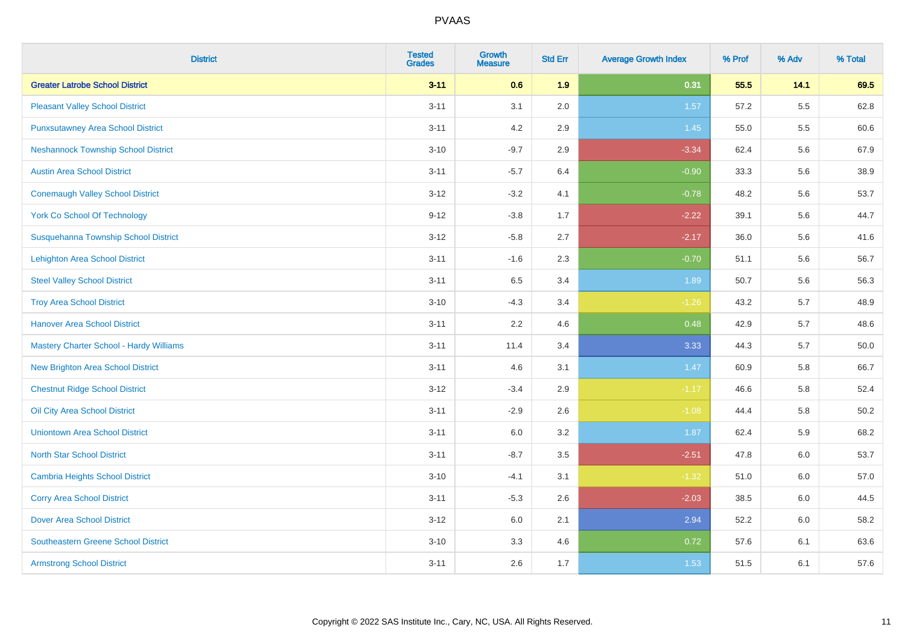| District | Tested Grades | Growth Measure | Std Err | Average Growth Index | % Prof | % Adv | % Total |
|---|---|---|---|---|---|---|---|
| **Greater Latrobe School District** | **3-11** | **0.6** | **1.9** | **0.31** | **55.5** | **14.1** | **69.5** |
| Pleasant Valley School District | 3-11 | 3.1 | 2.0 | 1.57 | 57.2 | 5.5 | 62.8 |
| Punxsutawney Area School District | 3-11 | 4.2 | 2.9 | 1.45 | 55.0 | 5.5 | 60.6 |
| Neshannock Township School District | 3-10 | -9.7 | 2.9 | -3.34 | 62.4 | 5.6 | 67.9 |
| Austin Area School District | 3-11 | -5.7 | 6.4 | -0.90 | 33.3 | 5.6 | 38.9 |
| Conemaugh Valley School District | 3-12 | -3.2 | 4.1 | -0.78 | 48.2 | 5.6 | 53.7 |
| York Co School Of Technology | 9-12 | -3.8 | 1.7 | -2.22 | 39.1 | 5.6 | 44.7 |
| Susquehanna Township School District | 3-12 | -5.8 | 2.7 | -2.17 | 36.0 | 5.6 | 41.6 |
| Lehighton Area School District | 3-11 | -1.6 | 2.3 | -0.70 | 51.1 | 5.6 | 56.7 |
| Steel Valley School District | 3-11 | 6.5 | 3.4 | 1.89 | 50.7 | 5.6 | 56.3 |
| Troy Area School District | 3-10 | -4.3 | 3.4 | -1.26 | 43.2 | 5.7 | 48.9 |
| Hanover Area School District | 3-11 | 2.2 | 4.6 | 0.48 | 42.9 | 5.7 | 48.6 |
| Mastery Charter School - Hardy Williams | 3-11 | 11.4 | 3.4 | 3.33 | 44.3 | 5.7 | 50.0 |
| New Brighton Area School District | 3-11 | 4.6 | 3.1 | 1.47 | 60.9 | 5.8 | 66.7 |
| Chestnut Ridge School District | 3-12 | -3.4 | 2.9 | -1.17 | 46.6 | 5.8 | 52.4 |
| Oil City Area School District | 3-11 | -2.9 | 2.6 | -1.08 | 44.4 | 5.8 | 50.2 |
| Uniontown Area School District | 3-11 | 6.0 | 3.2 | 1.87 | 62.4 | 5.9 | 68.2 |
| North Star School District | 3-11 | -8.7 | 3.5 | -2.51 | 47.8 | 6.0 | 53.7 |
| Cambria Heights School District | 3-10 | -4.1 | 3.1 | -1.32 | 51.0 | 6.0 | 57.0 |
| Corry Area School District | 3-11 | -5.3 | 2.6 | -2.03 | 38.5 | 6.0 | 44.5 |
| Dover Area School District | 3-12 | 6.0 | 2.1 | 2.94 | 52.2 | 6.0 | 58.2 |
| Southeastern Greene School District | 3-10 | 3.3 | 4.6 | 0.72 | 57.6 | 6.1 | 63.6 |
| Armstrong School District | 3-11 | 2.6 | 1.7 | 1.53 | 51.5 | 6.1 | 57.6 |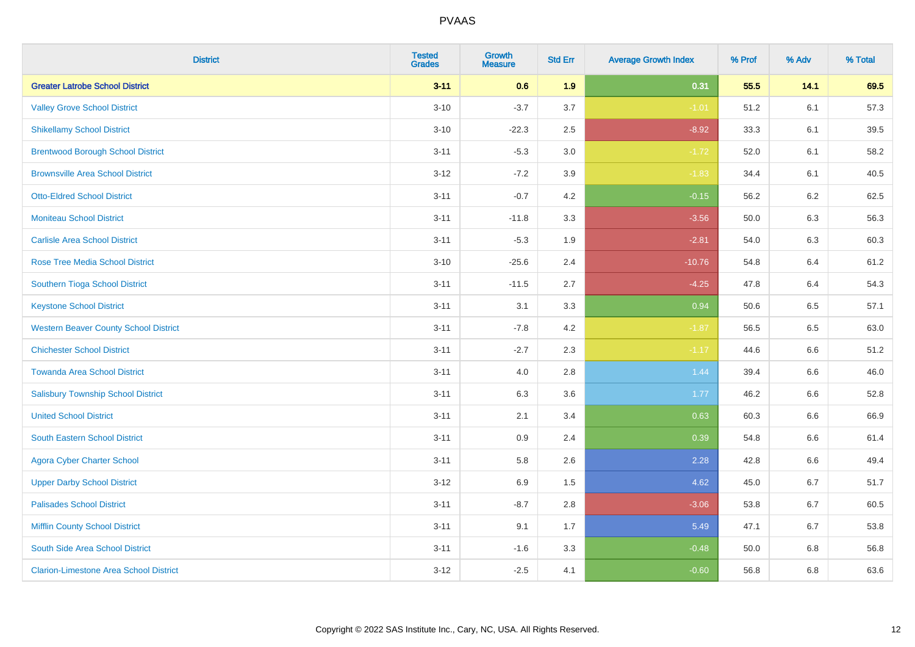| District | Tested Grades | Growth Measure | Std Err | Average Growth Index | % Prof | % Adv | % Total |
|---|---|---|---|---|---|---|---|
| **Greater Latrobe School District** | **3-11** | **0.6** | **1.9** | **0.31** | **55.5** | **14.1** | **69.5** |
| Valley Grove School District | 3-10 | -3.7 | 3.7 | -1.01 | 51.2 | 6.1 | 57.3 |
| Shikellamy School District | 3-10 | -22.3 | 2.5 | -8.92 | 33.3 | 6.1 | 39.5 |
| Brentwood Borough School District | 3-11 | -5.3 | 3.0 | -1.72 | 52.0 | 6.1 | 58.2 |
| Brownsville Area School District | 3-12 | -7.2 | 3.9 | -1.83 | 34.4 | 6.1 | 40.5 |
| Otto-Eldred School District | 3-11 | -0.7 | 4.2 | -0.15 | 56.2 | 6.2 | 62.5 |
| Moniteau School District | 3-11 | -11.8 | 3.3 | -3.56 | 50.0 | 6.3 | 56.3 |
| Carlisle Area School District | 3-11 | -5.3 | 1.9 | -2.81 | 54.0 | 6.3 | 60.3 |
| Rose Tree Media School District | 3-10 | -25.6 | 2.4 | -10.76 | 54.8 | 6.4 | 61.2 |
| Southern Tioga School District | 3-11 | -11.5 | 2.7 | -4.25 | 47.8 | 6.4 | 54.3 |
| Keystone School District | 3-11 | 3.1 | 3.3 | 0.94 | 50.6 | 6.5 | 57.1 |
| Western Beaver County School District | 3-11 | -7.8 | 4.2 | -1.87 | 56.5 | 6.5 | 63.0 |
| Chichester School District | 3-11 | -2.7 | 2.3 | -1.17 | 44.6 | 6.6 | 51.2 |
| Towanda Area School District | 3-11 | 4.0 | 2.8 | 1.44 | 39.4 | 6.6 | 46.0 |
| Salisbury Township School District | 3-11 | 6.3 | 3.6 | 1.77 | 46.2 | 6.6 | 52.8 |
| United School District | 3-11 | 2.1 | 3.4 | 0.63 | 60.3 | 6.6 | 66.9 |
| South Eastern School District | 3-11 | 0.9 | 2.4 | 0.39 | 54.8 | 6.6 | 61.4 |
| Agora Cyber Charter School | 3-11 | 5.8 | 2.6 | 2.28 | 42.8 | 6.6 | 49.4 |
| Upper Darby School District | 3-12 | 6.9 | 1.5 | 4.62 | 45.0 | 6.7 | 51.7 |
| Palisades School District | 3-11 | -8.7 | 2.8 | -3.06 | 53.8 | 6.7 | 60.5 |
| Mifflin County School District | 3-11 | 9.1 | 1.7 | 5.49 | 47.1 | 6.7 | 53.8 |
| South Side Area School District | 3-11 | -1.6 | 3.3 | -0.48 | 50.0 | 6.8 | 56.8 |
| Clarion-Limestone Area School District | 3-12 | -2.5 | 4.1 | -0.60 | 56.8 | 6.8 | 63.6 |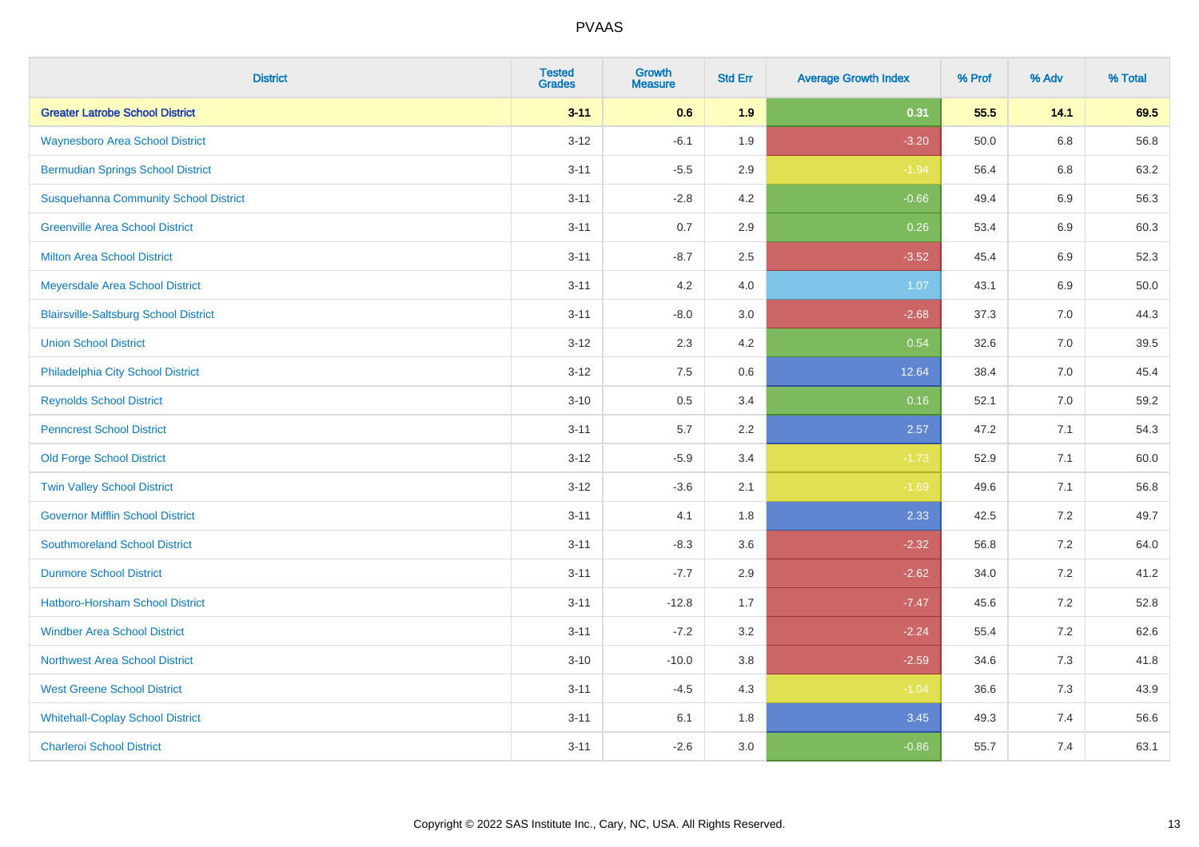| District | Tested Grades | Growth Measure | Std Err | Average Growth Index | % Prof | % Adv | % Total |
|---|---|---|---|---|---|---|---|
| **Greater Latrobe School District** | **3-11** | **0.6** | **1.9** | **0.31** | **55.5** | **14.1** | **69.5** |
| Waynesboro Area School District | 3-12 | -6.1 | 1.9 | -3.20 | 50.0 | 6.8 | 56.8 |
| Bermudian Springs School District | 3-11 | -5.5 | 2.9 | -1.94 | 56.4 | 6.8 | 63.2 |
| Susquehanna Community School District | 3-11 | -2.8 | 4.2 | -0.66 | 49.4 | 6.9 | 56.3 |
| Greenville Area School District | 3-11 | 0.7 | 2.9 | 0.26 | 53.4 | 6.9 | 60.3 |
| Milton Area School District | 3-11 | -8.7 | 2.5 | -3.52 | 45.4 | 6.9 | 52.3 |
| Meyersdale Area School District | 3-11 | 4.2 | 4.0 | 1.07 | 43.1 | 6.9 | 50.0 |
| Blairsville-Saltsburg School District | 3-11 | -8.0 | 3.0 | -2.68 | 37.3 | 7.0 | 44.3 |
| Union School District | 3-12 | 2.3 | 4.2 | 0.54 | 32.6 | 7.0 | 39.5 |
| Philadelphia City School District | 3-12 | 7.5 | 0.6 | 12.64 | 38.4 | 7.0 | 45.4 |
| Reynolds School District | 3-10 | 0.5 | 3.4 | 0.16 | 52.1 | 7.0 | 59.2 |
| Penncrest School District | 3-11 | 5.7 | 2.2 | 2.57 | 47.2 | 7.1 | 54.3 |
| Old Forge School District | 3-12 | -5.9 | 3.4 | -1.73 | 52.9 | 7.1 | 60.0 |
| Twin Valley School District | 3-12 | -3.6 | 2.1 | -1.69 | 49.6 | 7.1 | 56.8 |
| Governor Mifflin School District | 3-11 | 4.1 | 1.8 | 2.33 | 42.5 | 7.2 | 49.7 |
| Southmoreland School District | 3-11 | -8.3 | 3.6 | -2.32 | 56.8 | 7.2 | 64.0 |
| Dunmore School District | 3-11 | -7.7 | 2.9 | -2.62 | 34.0 | 7.2 | 41.2 |
| Hatboro-Horsham School District | 3-11 | -12.8 | 1.7 | -7.47 | 45.6 | 7.2 | 52.8 |
| Windber Area School District | 3-11 | -7.2 | 3.2 | -2.24 | 55.4 | 7.2 | 62.6 |
| Northwest Area School District | 3-10 | -10.0 | 3.8 | -2.59 | 34.6 | 7.3 | 41.8 |
| West Greene School District | 3-11 | -4.5 | 4.3 | -1.04 | 36.6 | 7.3 | 43.9 |
| Whitehall-Coplay School District | 3-11 | 6.1 | 1.8 | 3.45 | 49.3 | 7.4 | 56.6 |
| Charleroi School District | 3-11 | -2.6 | 3.0 | -0.86 | 55.7 | 7.4 | 63.1 |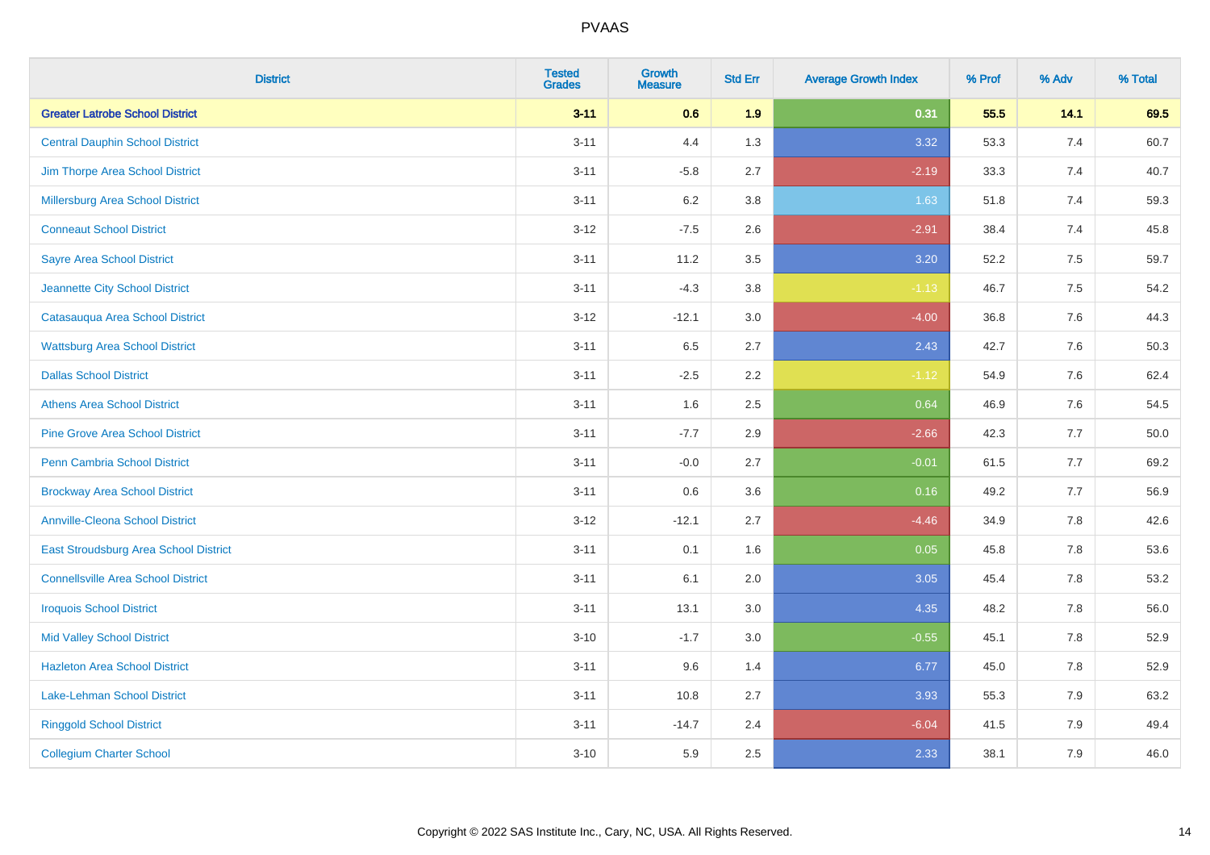| District | Tested Grades | Growth Measure | Std Err | Average Growth Index | % Prof | % Adv | % Total |
|---|---|---|---|---|---|---|---|
| **Greater Latrobe School District** | **3-11** | **0.6** | **1.9** | **0.31** | **55.5** | **14.1** | **69.5** |
| Central Dauphin School District | 3-11 | 4.4 | 1.3 | 3.32 | 53.3 | 7.4 | 60.7 |
| Jim Thorpe Area School District | 3-11 | -5.8 | 2.7 | -2.19 | 33.3 | 7.4 | 40.7 |
| Millersburg Area School District | 3-11 | 6.2 | 3.8 | 1.63 | 51.8 | 7.4 | 59.3 |
| Conneaut School District | 3-12 | -7.5 | 2.6 | -2.91 | 38.4 | 7.4 | 45.8 |
| Sayre Area School District | 3-11 | 11.2 | 3.5 | 3.20 | 52.2 | 7.5 | 59.7 |
| Jeannette City School District | 3-11 | -4.3 | 3.8 | -1.13 | 46.7 | 7.5 | 54.2 |
| Catasauqua Area School District | 3-12 | -12.1 | 3.0 | -4.00 | 36.8 | 7.6 | 44.3 |
| Wattsburg Area School District | 3-11 | 6.5 | 2.7 | 2.43 | 42.7 | 7.6 | 50.3 |
| Dallas School District | 3-11 | -2.5 | 2.2 | -1.12 | 54.9 | 7.6 | 62.4 |
| Athens Area School District | 3-11 | 1.6 | 2.5 | 0.64 | 46.9 | 7.6 | 54.5 |
| Pine Grove Area School District | 3-11 | -7.7 | 2.9 | -2.66 | 42.3 | 7.7 | 50.0 |
| Penn Cambria School District | 3-11 | -0.0 | 2.7 | -0.01 | 61.5 | 7.7 | 69.2 |
| Brockway Area School District | 3-11 | 0.6 | 3.6 | 0.16 | 49.2 | 7.7 | 56.9 |
| Annville-Cleona School District | 3-12 | -12.1 | 2.7 | -4.46 | 34.9 | 7.8 | 42.6 |
| East Stroudsburg Area School District | 3-11 | 0.1 | 1.6 | 0.05 | 45.8 | 7.8 | 53.6 |
| Connellsville Area School District | 3-11 | 6.1 | 2.0 | 3.05 | 45.4 | 7.8 | 53.2 |
| Iroquois School District | 3-11 | 13.1 | 3.0 | 4.35 | 48.2 | 7.8 | 56.0 |
| Mid Valley School District | 3-10 | -1.7 | 3.0 | -0.55 | 45.1 | 7.8 | 52.9 |
| Hazleton Area School District | 3-11 | 9.6 | 1.4 | 6.77 | 45.0 | 7.8 | 52.9 |
| Lake-Lehman School District | 3-11 | 10.8 | 2.7 | 3.93 | 55.3 | 7.9 | 63.2 |
| Ringgold School District | 3-11 | -14.7 | 2.4 | -6.04 | 41.5 | 7.9 | 49.4 |
| Collegium Charter School | 3-10 | 5.9 | 2.5 | 2.33 | 38.1 | 7.9 | 46.0 |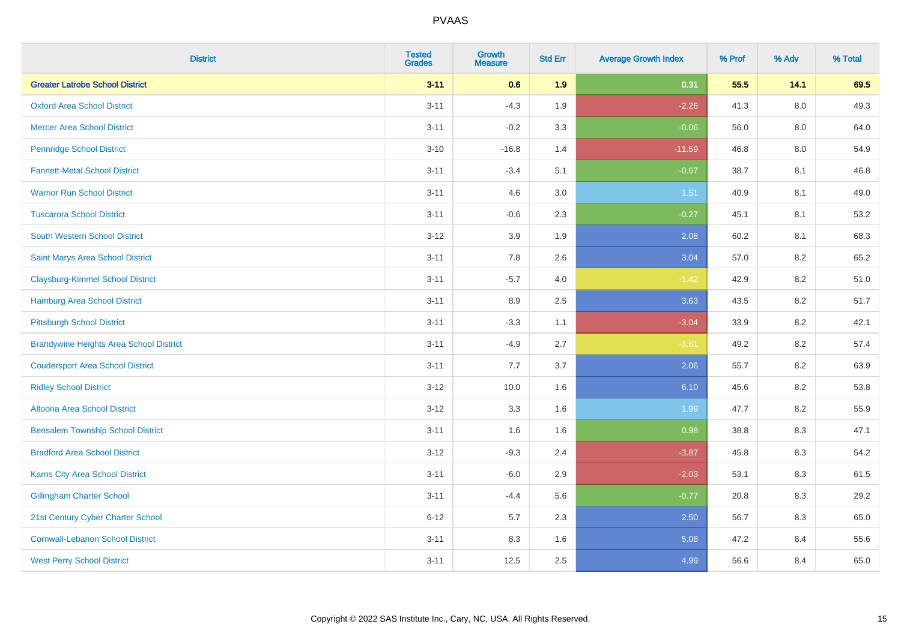# PVAAS

| District | Tested Grades | Growth Measure | Std Err | Average Growth Index | % Prof | % Adv | % Total |
|---|---|---|---|---|---|---|---|
| **Greater Latrobe School District** | **3-11** | **0.6** | **1.9** | **0.31** | **55.5** | **14.1** | **69.5** |
| Oxford Area School District | 3-11 | -4.3 | 1.9 | -2.26 | 41.3 | 8.0 | 49.3 |
| Mercer Area School District | 3-11 | -0.2 | 3.3 | -0.06 | 56.0 | 8.0 | 64.0 |
| Pennridge School District | 3-10 | -16.8 | 1.4 | -11.59 | 46.8 | 8.0 | 54.9 |
| Fannett-Metal School District | 3-11 | -3.4 | 5.1 | -0.67 | 38.7 | 8.1 | 46.8 |
| Warrior Run School District | 3-11 | 4.6 | 3.0 | 1.51 | 40.9 | 8.1 | 49.0 |
| Tuscarora School District | 3-11 | -0.6 | 2.3 | -0.27 | 45.1 | 8.1 | 53.2 |
| South Western School District | 3-12 | 3.9 | 1.9 | 2.08 | 60.2 | 8.1 | 68.3 |
| Saint Marys Area School District | 3-11 | 7.8 | 2.6 | 3.04 | 57.0 | 8.2 | 65.2 |
| Claysburg-Kimmel School District | 3-11 | -5.7 | 4.0 | -1.42 | 42.9 | 8.2 | 51.0 |
| Hamburg Area School District | 3-11 | 8.9 | 2.5 | 3.63 | 43.5 | 8.2 | 51.7 |
| Pittsburgh School District | 3-11 | -3.3 | 1.1 | -3.04 | 33.9 | 8.2 | 42.1 |
| Brandywine Heights Area School District | 3-11 | -4.9 | 2.7 | -1.81 | 49.2 | 8.2 | 57.4 |
| Coudersport Area School District | 3-11 | 7.7 | 3.7 | 2.06 | 55.7 | 8.2 | 63.9 |
| Ridley School District | 3-12 | 10.0 | 1.6 | 6.10 | 45.6 | 8.2 | 53.8 |
| Altoona Area School District | 3-12 | 3.3 | 1.6 | 1.99 | 47.7 | 8.2 | 55.9 |
| Bensalem Township School District | 3-11 | 1.6 | 1.6 | 0.98 | 38.8 | 8.3 | 47.1 |
| Bradford Area School District | 3-12 | -9.3 | 2.4 | -3.87 | 45.8 | 8.3 | 54.2 |
| Karns City Area School District | 3-11 | -6.0 | 2.9 | -2.03 | 53.1 | 8.3 | 61.5 |
| Gillingham Charter School | 3-11 | -4.4 | 5.6 | -0.77 | 20.8 | 8.3 | 29.2 |
| 21st Century Cyber Charter School | 6-12 | 5.7 | 2.3 | 2.50 | 56.7 | 8.3 | 65.0 |
| Cornwall-Lebanon School District | 3-11 | 8.3 | 1.6 | 5.08 | 47.2 | 8.4 | 55.6 |
| West Perry School District | 3-11 | 12.5 | 2.5 | 4.99 | 56.6 | 8.4 | 65.0 |

Copyright © 2022 SAS Institute Inc., Cary, NC, USA. All Rights Reserved.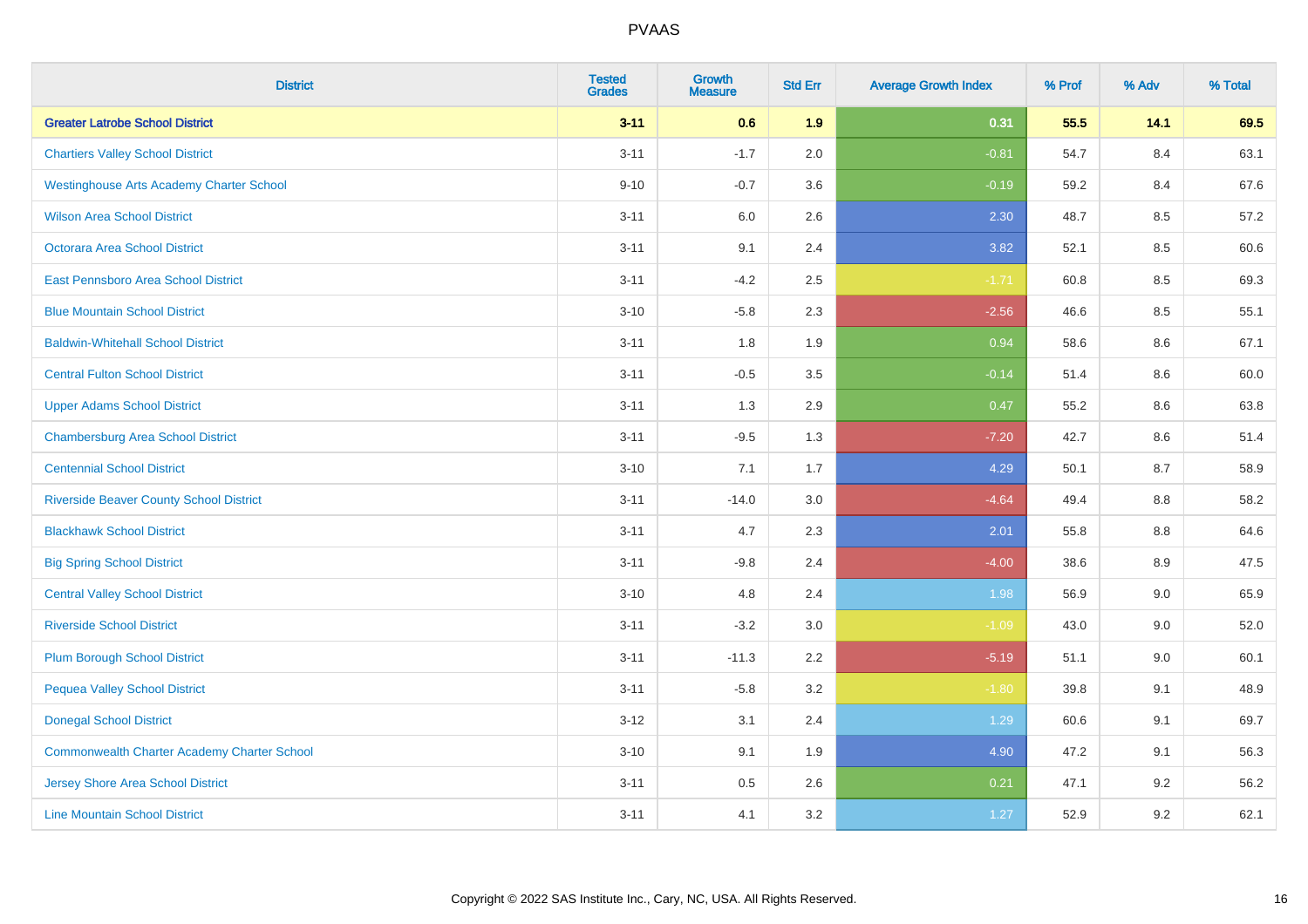PVAAS

| District | Tested Grades | Growth Measure | Std Err | Average Growth Index | % Prof | % Adv | % Total |
|---|---|---|---|---|---|---|---|
| **Greater Latrobe School District** | **3-11** | **0.6** | **1.9** | **0.31** | **55.5** | **14.1** | **69.5** |
| Chartiers Valley School District | 3-11 | -1.7 | 2.0 | -0.81 | 54.7 | 8.4 | 63.1 |
| Westinghouse Arts Academy Charter School | 9-10 | -0.7 | 3.6 | -0.19 | 59.2 | 8.4 | 67.6 |
| Wilson Area School District | 3-11 | 6.0 | 2.6 | 2.30 | 48.7 | 8.5 | 57.2 |
| Octorara Area School District | 3-11 | 9.1 | 2.4 | 3.82 | 52.1 | 8.5 | 60.6 |
| East Pennsboro Area School District | 3-11 | -4.2 | 2.5 | -1.71 | 60.8 | 8.5 | 69.3 |
| Blue Mountain School District | 3-10 | -5.8 | 2.3 | -2.56 | 46.6 | 8.5 | 55.1 |
| Baldwin-Whitehall School District | 3-11 | 1.8 | 1.9 | 0.94 | 58.6 | 8.6 | 67.1 |
| Central Fulton School District | 3-11 | -0.5 | 3.5 | -0.14 | 51.4 | 8.6 | 60.0 |
| Upper Adams School District | 3-11 | 1.3 | 2.9 | 0.47 | 55.2 | 8.6 | 63.8 |
| Chambersburg Area School District | 3-11 | -9.5 | 1.3 | -7.20 | 42.7 | 8.6 | 51.4 |
| Centennial School District | 3-10 | 7.1 | 1.7 | 4.29 | 50.1 | 8.7 | 58.9 |
| Riverside Beaver County School District | 3-11 | -14.0 | 3.0 | -4.64 | 49.4 | 8.8 | 58.2 |
| Blackhawk School District | 3-11 | 4.7 | 2.3 | 2.01 | 55.8 | 8.8 | 64.6 |
| Big Spring School District | 3-11 | -9.8 | 2.4 | -4.00 | 38.6 | 8.9 | 47.5 |
| Central Valley School District | 3-10 | 4.8 | 2.4 | 1.98 | 56.9 | 9.0 | 65.9 |
| Riverside School District | 3-11 | -3.2 | 3.0 | -1.09 | 43.0 | 9.0 | 52.0 |
| Plum Borough School District | 3-11 | -11.3 | 2.2 | -5.19 | 51.1 | 9.0 | 60.1 |
| Pequea Valley School District | 3-11 | -5.8 | 3.2 | -1.80 | 39.8 | 9.1 | 48.9 |
| Donegal School District | 3-12 | 3.1 | 2.4 | 1.29 | 60.6 | 9.1 | 69.7 |
| Commonwealth Charter Academy Charter School | 3-10 | 9.1 | 1.9 | 4.90 | 47.2 | 9.1 | 56.3 |
| Jersey Shore Area School District | 3-11 | 0.5 | 2.6 | 0.21 | 47.1 | 9.2 | 56.2 |
| Line Mountain School District | 3-11 | 4.1 | 3.2 | 1.27 | 52.9 | 9.2 | 62.1 |

Copyright © 2022 SAS Institute Inc., Cary, NC, USA. All Rights Reserved.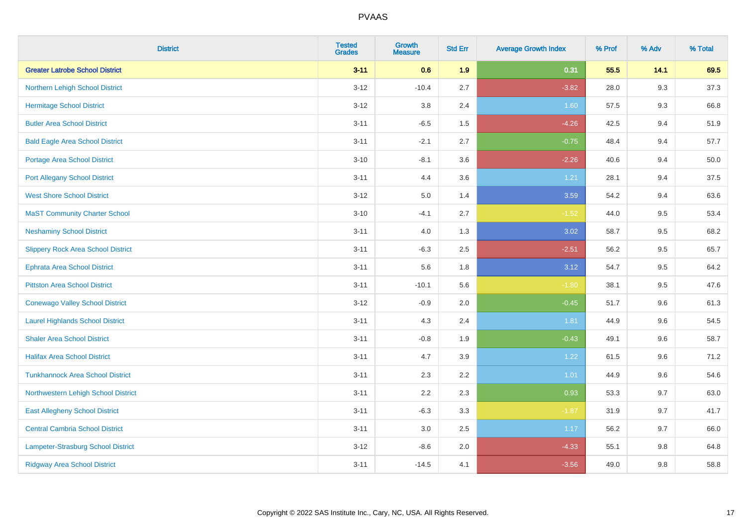# PVAAS

| District | Tested Grades | Growth Measure | Std Err | Average Growth Index | % Prof | % Adv | % Total |
|---|---|---|---|---|---|---|---|
| **Greater Latrobe School District** | **3-11** | **0.6** | **1.9** | **0.31** | **55.5** | **14.1** | **69.5** |
| Northern Lehigh School District | 3-12 | -10.4 | 2.7 | -3.82 | 28.0 | 9.3 | 37.3 |
| Hermitage School District | 3-12 | 3.8 | 2.4 | 1.60 | 57.5 | 9.3 | 66.8 |
| Butler Area School District | 3-11 | -6.5 | 1.5 | -4.26 | 42.5 | 9.4 | 51.9 |
| Bald Eagle Area School District | 3-11 | -2.1 | 2.7 | -0.75 | 48.4 | 9.4 | 57.7 |
| Portage Area School District | 3-10 | -8.1 | 3.6 | -2.26 | 40.6 | 9.4 | 50.0 |
| Port Allegany School District | 3-11 | 4.4 | 3.6 | 1.21 | 28.1 | 9.4 | 37.5 |
| West Shore School District | 3-12 | 5.0 | 1.4 | 3.59 | 54.2 | 9.4 | 63.6 |
| MaST Community Charter School | 3-10 | -4.1 | 2.7 | -1.52 | 44.0 | 9.5 | 53.4 |
| Neshaminy School District | 3-11 | 4.0 | 1.3 | 3.02 | 58.7 | 9.5 | 68.2 |
| Slippery Rock Area School District | 3-11 | -6.3 | 2.5 | -2.51 | 56.2 | 9.5 | 65.7 |
| Ephrata Area School District | 3-11 | 5.6 | 1.8 | 3.12 | 54.7 | 9.5 | 64.2 |
| Pittston Area School District | 3-11 | -10.1 | 5.6 | -1.80 | 38.1 | 9.5 | 47.6 |
| Conewago Valley School District | 3-12 | -0.9 | 2.0 | -0.45 | 51.7 | 9.6 | 61.3 |
| Laurel Highlands School District | 3-11 | 4.3 | 2.4 | 1.81 | 44.9 | 9.6 | 54.5 |
| Shaler Area School District | 3-11 | -0.8 | 1.9 | -0.43 | 49.1 | 9.6 | 58.7 |
| Halifax Area School District | 3-11 | 4.7 | 3.9 | 1.22 | 61.5 | 9.6 | 71.2 |
| Tunkhannock Area School District | 3-11 | 2.3 | 2.2 | 1.01 | 44.9 | 9.6 | 54.6 |
| Northwestern Lehigh School District | 3-11 | 2.2 | 2.3 | 0.93 | 53.3 | 9.7 | 63.0 |
| East Allegheny School District | 3-11 | -6.3 | 3.3 | -1.87 | 31.9 | 9.7 | 41.7 |
| Central Cambria School District | 3-11 | 3.0 | 2.5 | 1.17 | 56.2 | 9.7 | 66.0 |
| Lampeter-Strasburg School District | 3-12 | -8.6 | 2.0 | -4.33 | 55.1 | 9.8 | 64.8 |
| Ridgway Area School District | 3-11 | -14.5 | 4.1 | -3.56 | 49.0 | 9.8 | 58.8 |

Copyright © 2022 SAS Institute Inc., Cary, NC, USA. All Rights Reserved.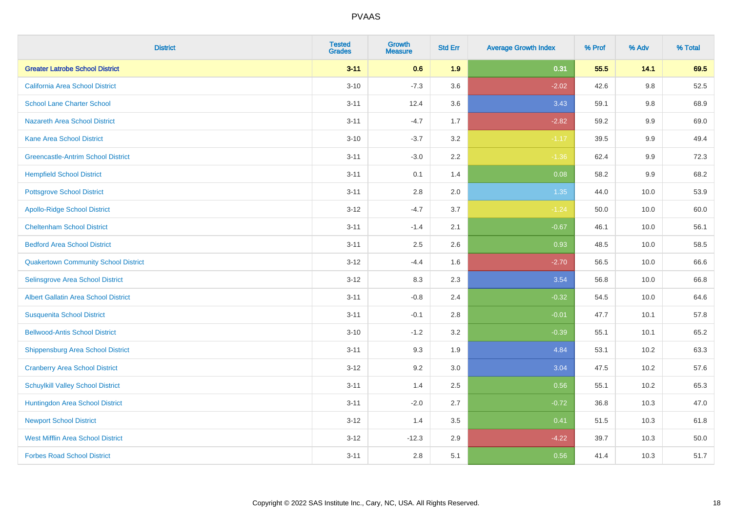# PVAAS

| District | Tested Grades | Growth Measure | Std Err | Average Growth Index | % Prof | % Adv | % Total |
|---|---|---|---|---|---|---|---|
| **Greater Latrobe School District** | **3-11** | **0.6** | **1.9** | **0.31** | **55.5** | **14.1** | **69.5** |
| California Area School District | 3-10 | -7.3 | 3.6 | -2.02 | 42.6 | 9.8 | 52.5 |
| School Lane Charter School | 3-11 | 12.4 | 3.6 | 3.43 | 59.1 | 9.8 | 68.9 |
| Nazareth Area School District | 3-11 | -4.7 | 1.7 | -2.82 | 59.2 | 9.9 | 69.0 |
| Kane Area School District | 3-10 | -3.7 | 3.2 | -1.17 | 39.5 | 9.9 | 49.4 |
| Greencastle-Antrim School District | 3-11 | -3.0 | 2.2 | -1.36 | 62.4 | 9.9 | 72.3 |
| Hempfield School District | 3-11 | 0.1 | 1.4 | 0.08 | 58.2 | 9.9 | 68.2 |
| Pottsgrove School District | 3-11 | 2.8 | 2.0 | 1.35 | 44.0 | 10.0 | 53.9 |
| Apollo-Ridge School District | 3-12 | -4.7 | 3.7 | -1.24 | 50.0 | 10.0 | 60.0 |
| Cheltenham School District | 3-11 | -1.4 | 2.1 | -0.67 | 46.1 | 10.0 | 56.1 |
| Bedford Area School District | 3-11 | 2.5 | 2.6 | 0.93 | 48.5 | 10.0 | 58.5 |
| Quakertown Community School District | 3-12 | -4.4 | 1.6 | -2.70 | 56.5 | 10.0 | 66.6 |
| Selinsgrove Area School District | 3-12 | 8.3 | 2.3 | 3.54 | 56.8 | 10.0 | 66.8 |
| Albert Gallatin Area School District | 3-11 | -0.8 | 2.4 | -0.32 | 54.5 | 10.0 | 64.6 |
| Susquenita School District | 3-11 | -0.1 | 2.8 | -0.01 | 47.7 | 10.1 | 57.8 |
| Bellwood-Antis School District | 3-10 | -1.2 | 3.2 | -0.39 | 55.1 | 10.1 | 65.2 |
| Shippensburg Area School District | 3-11 | 9.3 | 1.9 | 4.84 | 53.1 | 10.2 | 63.3 |
| Cranberry Area School District | 3-12 | 9.2 | 3.0 | 3.04 | 47.5 | 10.2 | 57.6 |
| Schuylkill Valley School District | 3-11 | 1.4 | 2.5 | 0.56 | 55.1 | 10.2 | 65.3 |
| Huntingdon Area School District | 3-11 | -2.0 | 2.7 | -0.72 | 36.8 | 10.3 | 47.0 |
| Newport School District | 3-12 | 1.4 | 3.5 | 0.41 | 51.5 | 10.3 | 61.8 |
| West Mifflin Area School District | 3-12 | -12.3 | 2.9 | -4.22 | 39.7 | 10.3 | 50.0 |
| Forbes Road School District | 3-11 | 2.8 | 5.1 | 0.56 | 41.4 | 10.3 | 51.7 |

Copyright © 2022 SAS Institute Inc., Cary, NC, USA. All Rights Reserved.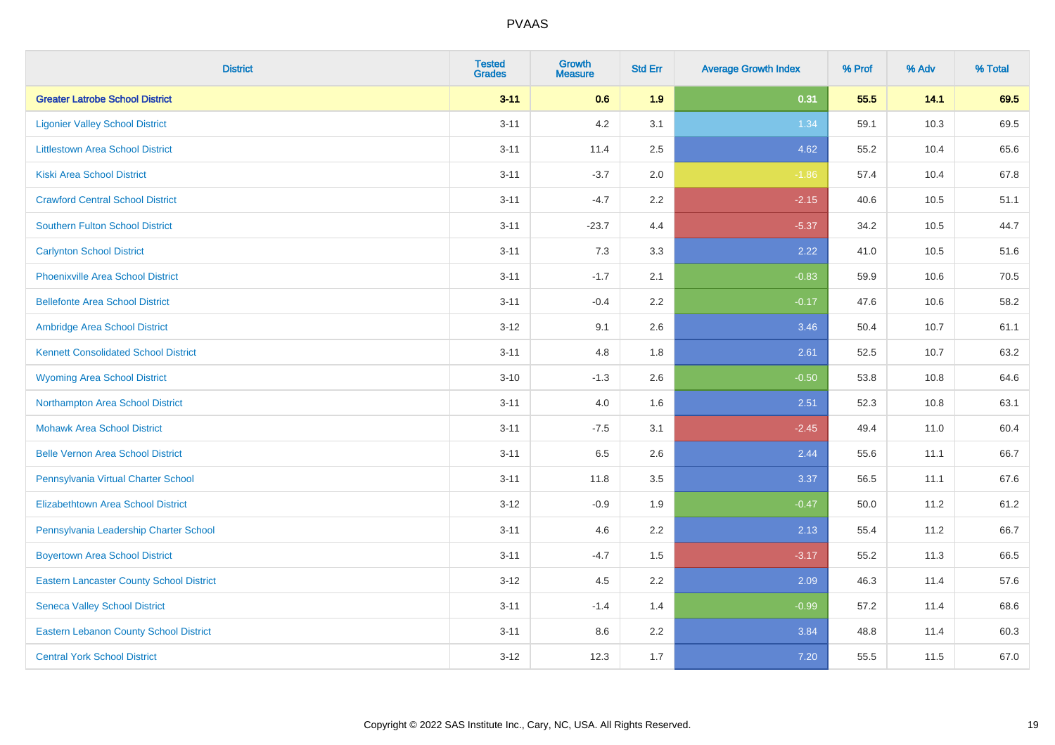# PVAAS

| District | Tested Grades | Growth Measure | Std Err | Average Growth Index | % Prof | % Adv | % Total |
|---|---|---|---|---|---|---|---|
| **Greater Latrobe School District** | **3-11** | **0.6** | **1.9** | **0.31** | **55.5** | **14.1** | **69.5** |
| Ligonier Valley School District | 3-11 | 4.2 | 3.1 | 1.34 | 59.1 | 10.3 | 69.5 |
| Littlestown Area School District | 3-11 | 11.4 | 2.5 | 4.62 | 55.2 | 10.4 | 65.6 |
| Kiski Area School District | 3-11 | -3.7 | 2.0 | -1.86 | 57.4 | 10.4 | 67.8 |
| Crawford Central School District | 3-11 | -4.7 | 2.2 | -2.15 | 40.6 | 10.5 | 51.1 |
| Southern Fulton School District | 3-11 | -23.7 | 4.4 | -5.37 | 34.2 | 10.5 | 44.7 |
| Carlynton School District | 3-11 | 7.3 | 3.3 | 2.22 | 41.0 | 10.5 | 51.6 |
| Phoenixville Area School District | 3-11 | -1.7 | 2.1 | -0.83 | 59.9 | 10.6 | 70.5 |
| Bellefonte Area School District | 3-11 | -0.4 | 2.2 | -0.17 | 47.6 | 10.6 | 58.2 |
| Ambridge Area School District | 3-12 | 9.1 | 2.6 | 3.46 | 50.4 | 10.7 | 61.1 |
| Kennett Consolidated School District | 3-11 | 4.8 | 1.8 | 2.61 | 52.5 | 10.7 | 63.2 |
| Wyoming Area School District | 3-10 | -1.3 | 2.6 | -0.50 | 53.8 | 10.8 | 64.6 |
| Northampton Area School District | 3-11 | 4.0 | 1.6 | 2.51 | 52.3 | 10.8 | 63.1 |
| Mohawk Area School District | 3-11 | -7.5 | 3.1 | -2.45 | 49.4 | 11.0 | 60.4 |
| Belle Vernon Area School District | 3-11 | 6.5 | 2.6 | 2.44 | 55.6 | 11.1 | 66.7 |
| Pennsylvania Virtual Charter School | 3-11 | 11.8 | 3.5 | 3.37 | 56.5 | 11.1 | 67.6 |
| Elizabethtown Area School District | 3-12 | -0.9 | 1.9 | -0.47 | 50.0 | 11.2 | 61.2 |
| Pennsylvania Leadership Charter School | 3-11 | 4.6 | 2.2 | 2.13 | 55.4 | 11.2 | 66.7 |
| Boyertown Area School District | 3-11 | -4.7 | 1.5 | -3.17 | 55.2 | 11.3 | 66.5 |
| Eastern Lancaster County School District | 3-12 | 4.5 | 2.2 | 2.09 | 46.3 | 11.4 | 57.6 |
| Seneca Valley School District | 3-11 | -1.4 | 1.4 | -0.99 | 57.2 | 11.4 | 68.6 |
| Eastern Lebanon County School District | 3-11 | 8.6 | 2.2 | 3.84 | 48.8 | 11.4 | 60.3 |
| Central York School District | 3-12 | 12.3 | 1.7 | 7.20 | 55.5 | 11.5 | 67.0 |

Copyright © 2022 SAS Institute Inc., Cary, NC, USA. All Rights Reserved.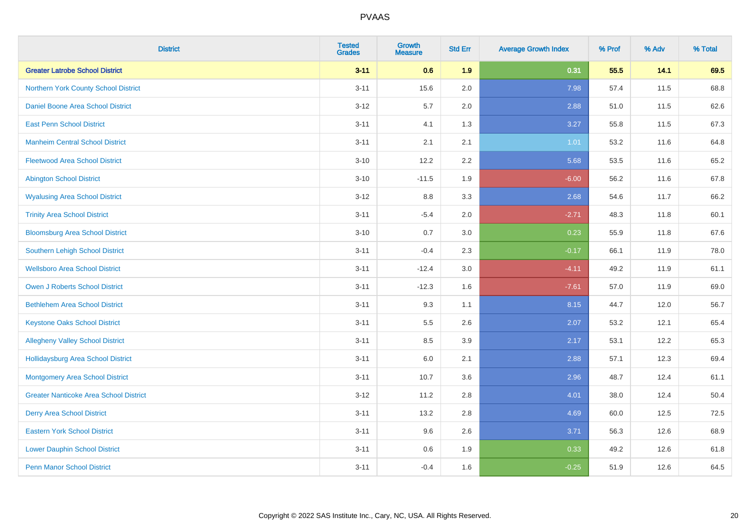| District | Tested Grades | Growth Measure | Std Err | Average Growth Index | % Prof | % Adv | % Total |
|---|---|---|---|---|---|---|---|
| **Greater Latrobe School District** | **3-11** | **0.6** | **1.9** | **0.31** | **55.5** | **14.1** | **69.5** |
| Northern York County School District | 3-11 | 15.6 | 2.0 | 7.98 | 57.4 | 11.5 | 68.8 |
| Daniel Boone Area School District | 3-12 | 5.7 | 2.0 | 2.88 | 51.0 | 11.5 | 62.6 |
| East Penn School District | 3-11 | 4.1 | 1.3 | 3.27 | 55.8 | 11.5 | 67.3 |
| Manheim Central School District | 3-11 | 2.1 | 2.1 | 1.01 | 53.2 | 11.6 | 64.8 |
| Fleetwood Area School District | 3-10 | 12.2 | 2.2 | 5.68 | 53.5 | 11.6 | 65.2 |
| Abington School District | 3-10 | -11.5 | 1.9 | -6.00 | 56.2 | 11.6 | 67.8 |
| Wyalusing Area School District | 3-12 | 8.8 | 3.3 | 2.68 | 54.6 | 11.7 | 66.2 |
| Trinity Area School District | 3-11 | -5.4 | 2.0 | -2.71 | 48.3 | 11.8 | 60.1 |
| Bloomsburg Area School District | 3-10 | 0.7 | 3.0 | 0.23 | 55.9 | 11.8 | 67.6 |
| Southern Lehigh School District | 3-11 | -0.4 | 2.3 | -0.17 | 66.1 | 11.9 | 78.0 |
| Wellsboro Area School District | 3-11 | -12.4 | 3.0 | -4.11 | 49.2 | 11.9 | 61.1 |
| Owen J Roberts School District | 3-11 | -12.3 | 1.6 | -7.61 | 57.0 | 11.9 | 69.0 |
| Bethlehem Area School District | 3-11 | 9.3 | 1.1 | 8.15 | 44.7 | 12.0 | 56.7 |
| Keystone Oaks School District | 3-11 | 5.5 | 2.6 | 2.07 | 53.2 | 12.1 | 65.4 |
| Allegheny Valley School District | 3-11 | 8.5 | 3.9 | 2.17 | 53.1 | 12.2 | 65.3 |
| Hollidaysburg Area School District | 3-11 | 6.0 | 2.1 | 2.88 | 57.1 | 12.3 | 69.4 |
| Montgomery Area School District | 3-11 | 10.7 | 3.6 | 2.96 | 48.7 | 12.4 | 61.1 |
| Greater Nanticoke Area School District | 3-12 | 11.2 | 2.8 | 4.01 | 38.0 | 12.4 | 50.4 |
| Derry Area School District | 3-11 | 13.2 | 2.8 | 4.69 | 60.0 | 12.5 | 72.5 |
| Eastern York School District | 3-11 | 9.6 | 2.6 | 3.71 | 56.3 | 12.6 | 68.9 |
| Lower Dauphin School District | 3-11 | 0.6 | 1.9 | 0.33 | 49.2 | 12.6 | 61.8 |
| Penn Manor School District | 3-11 | -0.4 | 1.6 | -0.25 | 51.9 | 12.6 | 64.5 |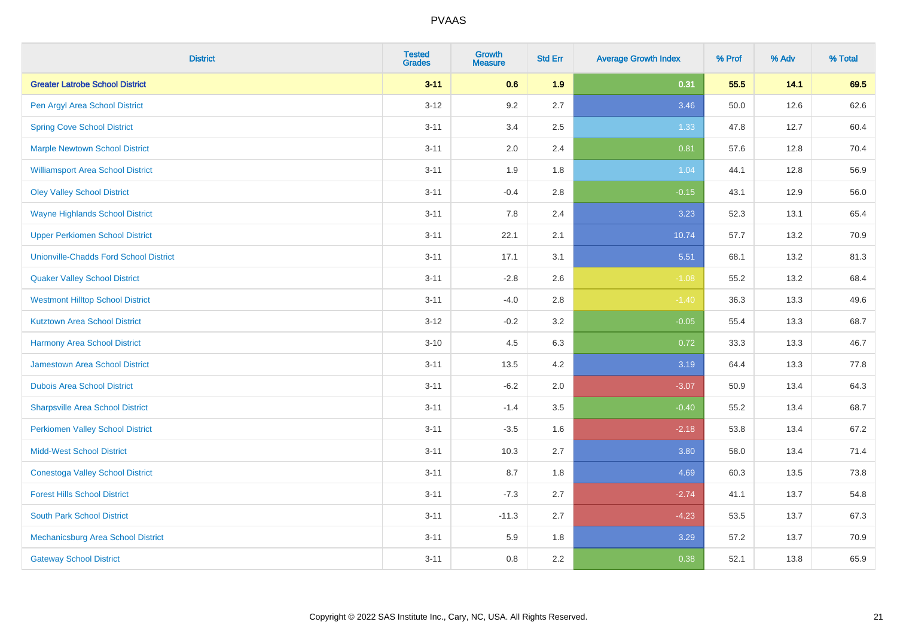# PVAAS

| District | Tested Grades | Growth Measure | Std Err | Average Growth Index | % Prof | % Adv | % Total |
|---|---|---|---|---|---|---|---|
| **Greater Latrobe School District** | **3-11** | **0.6** | **1.9** | **0.31** | **55.5** | **14.1** | **69.5** |
| Pen Argyl Area School District | 3-12 | 9.2 | 2.7 | 3.46 | 50.0 | 12.6 | 62.6 |
| Spring Cove School District | 3-11 | 3.4 | 2.5 | 1.33 | 47.8 | 12.7 | 60.4 |
| Marple Newtown School District | 3-11 | 2.0 | 2.4 | 0.81 | 57.6 | 12.8 | 70.4 |
| Williamsport Area School District | 3-11 | 1.9 | 1.8 | 1.04 | 44.1 | 12.8 | 56.9 |
| Oley Valley School District | 3-11 | -0.4 | 2.8 | -0.15 | 43.1 | 12.9 | 56.0 |
| Wayne Highlands School District | 3-11 | 7.8 | 2.4 | 3.23 | 52.3 | 13.1 | 65.4 |
| Upper Perkiomen School District | 3-11 | 22.1 | 2.1 | 10.74 | 57.7 | 13.2 | 70.9 |
| Unionville-Chadds Ford School District | 3-11 | 17.1 | 3.1 | 5.51 | 68.1 | 13.2 | 81.3 |
| Quaker Valley School District | 3-11 | -2.8 | 2.6 | -1.08 | 55.2 | 13.2 | 68.4 |
| Westmont Hilltop School District | 3-11 | -4.0 | 2.8 | -1.40 | 36.3 | 13.3 | 49.6 |
| Kutztown Area School District | 3-12 | -0.2 | 3.2 | -0.05 | 55.4 | 13.3 | 68.7 |
| Harmony Area School District | 3-10 | 4.5 | 6.3 | 0.72 | 33.3 | 13.3 | 46.7 |
| Jamestown Area School District | 3-11 | 13.5 | 4.2 | 3.19 | 64.4 | 13.3 | 77.8 |
| Dubois Area School District | 3-11 | -6.2 | 2.0 | -3.07 | 50.9 | 13.4 | 64.3 |
| Sharpsville Area School District | 3-11 | -1.4 | 3.5 | -0.40 | 55.2 | 13.4 | 68.7 |
| Perkiomen Valley School District | 3-11 | -3.5 | 1.6 | -2.18 | 53.8 | 13.4 | 67.2 |
| Midd-West School District | 3-11 | 10.3 | 2.7 | 3.80 | 58.0 | 13.4 | 71.4 |
| Conestoga Valley School District | 3-11 | 8.7 | 1.8 | 4.69 | 60.3 | 13.5 | 73.8 |
| Forest Hills School District | 3-11 | -7.3 | 2.7 | -2.74 | 41.1 | 13.7 | 54.8 |
| South Park School District | 3-11 | -11.3 | 2.7 | -4.23 | 53.5 | 13.7 | 67.3 |
| Mechanicsburg Area School District | 3-11 | 5.9 | 1.8 | 3.29 | 57.2 | 13.7 | 70.9 |
| Gateway School District | 3-11 | 0.8 | 2.2 | 0.38 | 52.1 | 13.8 | 65.9 |

Copyright © 2022 SAS Institute Inc., Cary, NC, USA. All Rights Reserved.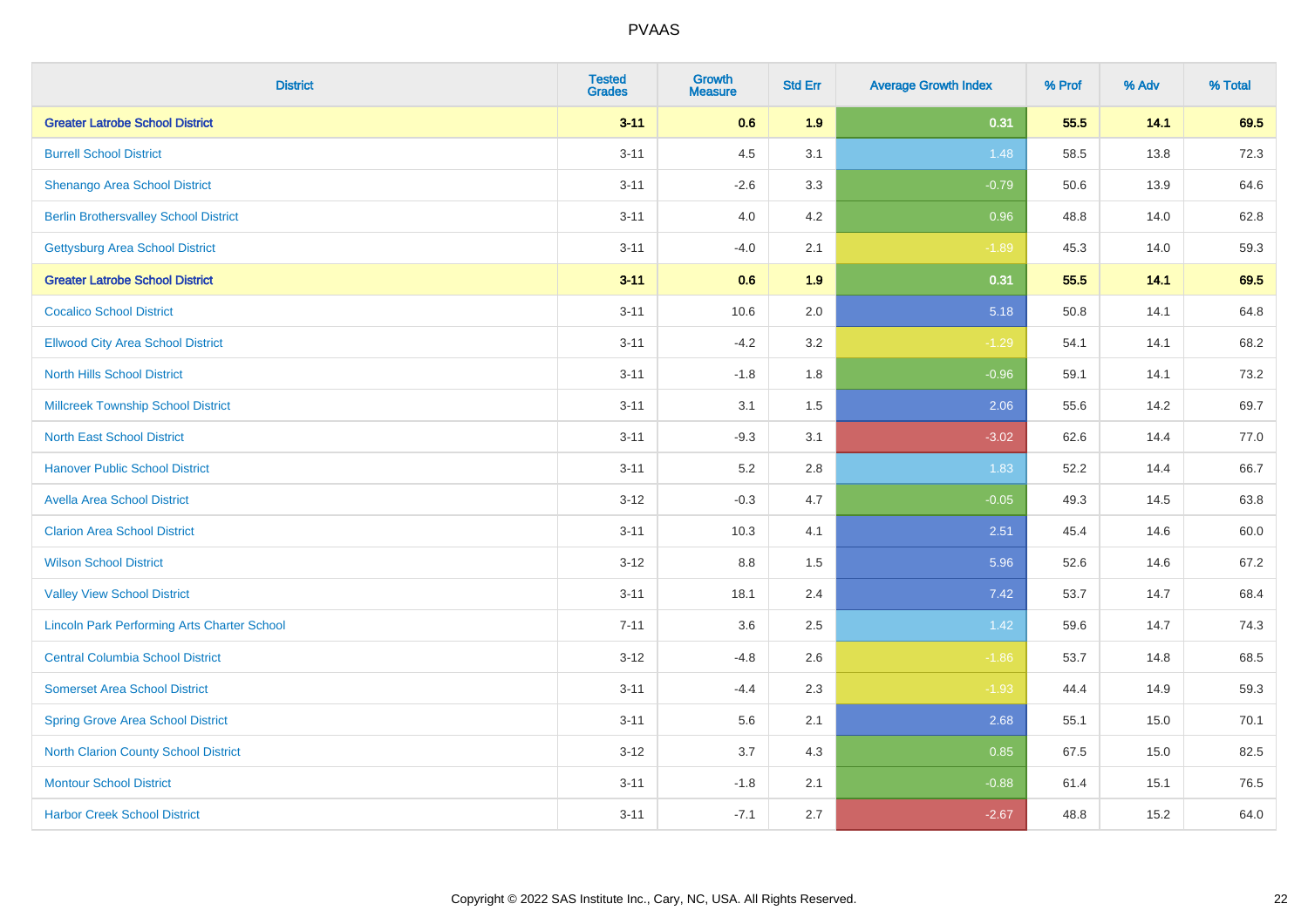| District | Tested Grades | Growth Measure | Std Err | Average Growth Index | % Prof | % Adv | % Total |
|---|---|---|---|---|---|---|---|
| **Greater Latrobe School District** | **3-11** | **0.6** | **1.9** | **0.31** | **55.5** | **14.1** | **69.5** |
| Burrell School District | 3-11 | 4.5 | 3.1 | 1.48 | 58.5 | 13.8 | 72.3 |
| Shenango Area School District | 3-11 | -2.6 | 3.3 | -0.79 | 50.6 | 13.9 | 64.6 |
| Berlin Brothersvalley School District | 3-11 | 4.0 | 4.2 | 0.96 | 48.8 | 14.0 | 62.8 |
| Gettysburg Area School District | 3-11 | -4.0 | 2.1 | -1.89 | 45.3 | 14.0 | 59.3 |
| **Greater Latrobe School District** | **3-11** | **0.6** | **1.9** | **0.31** | **55.5** | **14.1** | **69.5** |
| Cocalico School District | 3-11 | 10.6 | 2.0 | 5.18 | 50.8 | 14.1 | 64.8 |
| Ellwood City Area School District | 3-11 | -4.2 | 3.2 | -1.29 | 54.1 | 14.1 | 68.2 |
| North Hills School District | 3-11 | -1.8 | 1.8 | -0.96 | 59.1 | 14.1 | 73.2 |
| Millcreek Township School District | 3-11 | 3.1 | 1.5 | 2.06 | 55.6 | 14.2 | 69.7 |
| North East School District | 3-11 | -9.3 | 3.1 | -3.02 | 62.6 | 14.4 | 77.0 |
| Hanover Public School District | 3-11 | 5.2 | 2.8 | 1.83 | 52.2 | 14.4 | 66.7 |
| Avella Area School District | 3-12 | -0.3 | 4.7 | -0.05 | 49.3 | 14.5 | 63.8 |
| Clarion Area School District | 3-11 | 10.3 | 4.1 | 2.51 | 45.4 | 14.6 | 60.0 |
| Wilson School District | 3-12 | 8.8 | 1.5 | 5.96 | 52.6 | 14.6 | 67.2 |
| Valley View School District | 3-11 | 18.1 | 2.4 | 7.42 | 53.7 | 14.7 | 68.4 |
| Lincoln Park Performing Arts Charter School | 7-11 | 3.6 | 2.5 | 1.42 | 59.6 | 14.7 | 74.3 |
| Central Columbia School District | 3-12 | -4.8 | 2.6 | -1.86 | 53.7 | 14.8 | 68.5 |
| Somerset Area School District | 3-11 | -4.4 | 2.3 | -1.93 | 44.4 | 14.9 | 59.3 |
| Spring Grove Area School District | 3-11 | 5.6 | 2.1 | 2.68 | 55.1 | 15.0 | 70.1 |
| North Clarion County School District | 3-12 | 3.7 | 4.3 | 0.85 | 67.5 | 15.0 | 82.5 |
| Montour School District | 3-11 | -1.8 | 2.1 | -0.88 | 61.4 | 15.1 | 76.5 |
| Harbor Creek School District | 3-11 | -7.1 | 2.7 | -2.67 | 48.8 | 15.2 | 64.0 |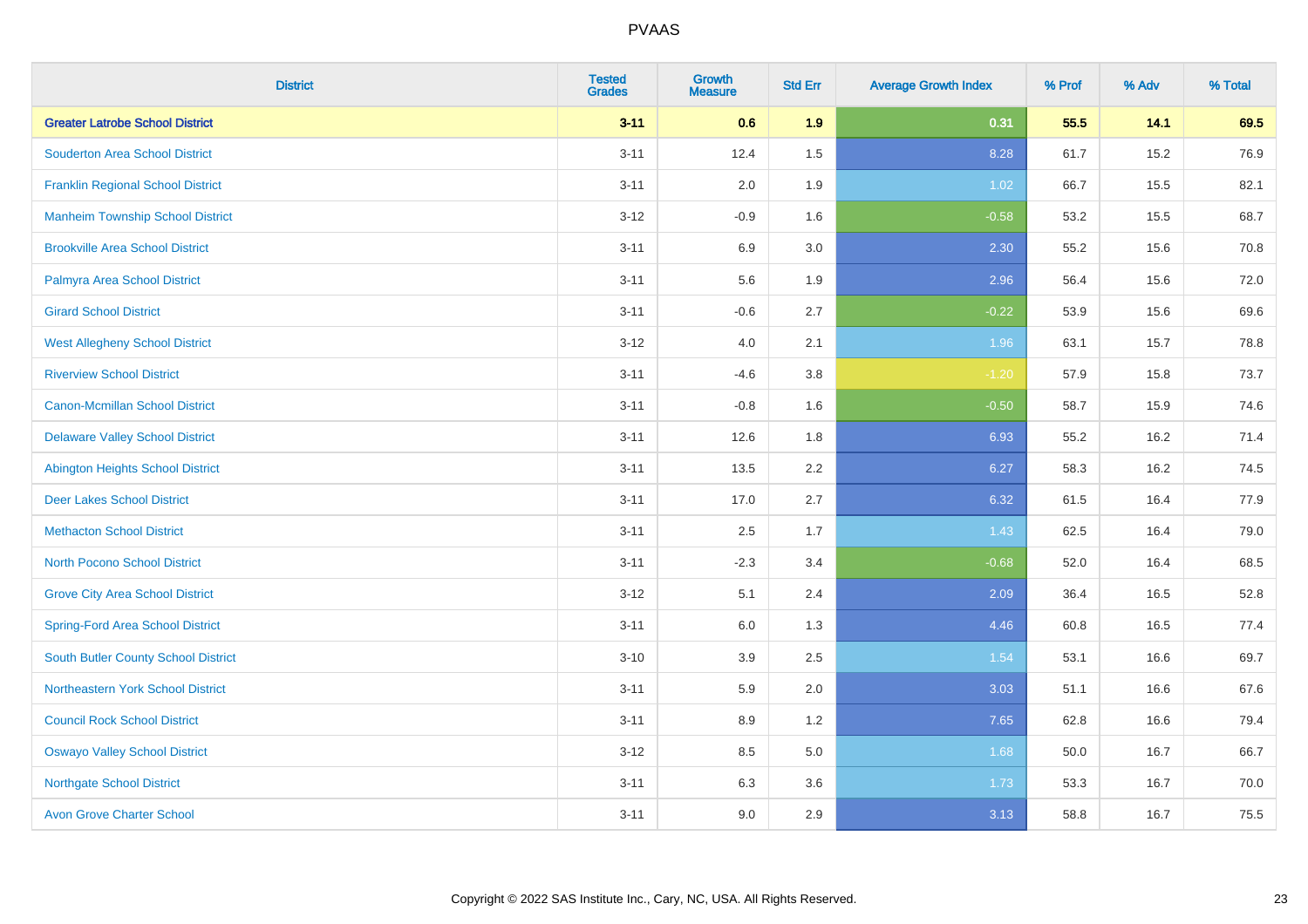# PVAAS

| District | Tested Grades | Growth Measure | Std Err | Average Growth Index | % Prof | % Adv | % Total |
|---|---|---|---|---|---|---|---|
| **Greater Latrobe School District** | **3-11** | **0.6** | **1.9** | **0.31** | **55.5** | **14.1** | **69.5** |
| Souderton Area School District | 3-11 | 12.4 | 1.5 | 8.28 | 61.7 | 15.2 | 76.9 |
| Franklin Regional School District | 3-11 | 2.0 | 1.9 | 1.02 | 66.7 | 15.5 | 82.1 |
| Manheim Township School District | 3-12 | -0.9 | 1.6 | -0.58 | 53.2 | 15.5 | 68.7 |
| Brookville Area School District | 3-11 | 6.9 | 3.0 | 2.30 | 55.2 | 15.6 | 70.8 |
| Palmyra Area School District | 3-11 | 5.6 | 1.9 | 2.96 | 56.4 | 15.6 | 72.0 |
| Girard School District | 3-11 | -0.6 | 2.7 | -0.22 | 53.9 | 15.6 | 69.6 |
| West Allegheny School District | 3-12 | 4.0 | 2.1 | 1.96 | 63.1 | 15.7 | 78.8 |
| Riverview School District | 3-11 | -4.6 | 3.8 | -1.20 | 57.9 | 15.8 | 73.7 |
| Canon-Mcmillan School District | 3-11 | -0.8 | 1.6 | -0.50 | 58.7 | 15.9 | 74.6 |
| Delaware Valley School District | 3-11 | 12.6 | 1.8 | 6.93 | 55.2 | 16.2 | 71.4 |
| Abington Heights School District | 3-11 | 13.5 | 2.2 | 6.27 | 58.3 | 16.2 | 74.5 |
| Deer Lakes School District | 3-11 | 17.0 | 2.7 | 6.32 | 61.5 | 16.4 | 77.9 |
| Methacton School District | 3-11 | 2.5 | 1.7 | 1.43 | 62.5 | 16.4 | 79.0 |
| North Pocono School District | 3-11 | -2.3 | 3.4 | -0.68 | 52.0 | 16.4 | 68.5 |
| Grove City Area School District | 3-12 | 5.1 | 2.4 | 2.09 | 36.4 | 16.5 | 52.8 |
| Spring-Ford Area School District | 3-11 | 6.0 | 1.3 | 4.46 | 60.8 | 16.5 | 77.4 |
| South Butler County School District | 3-10 | 3.9 | 2.5 | 1.54 | 53.1 | 16.6 | 69.7 |
| Northeastern York School District | 3-11 | 5.9 | 2.0 | 3.03 | 51.1 | 16.6 | 67.6 |
| Council Rock School District | 3-11 | 8.9 | 1.2 | 7.65 | 62.8 | 16.6 | 79.4 |
| Oswayo Valley School District | 3-12 | 8.5 | 5.0 | 1.68 | 50.0 | 16.7 | 66.7 |
| Northgate School District | 3-11 | 6.3 | 3.6 | 1.73 | 53.3 | 16.7 | 70.0 |
| Avon Grove Charter School | 3-11 | 9.0 | 2.9 | 3.13 | 58.8 | 16.7 | 75.5 |

Copyright © 2022 SAS Institute Inc., Cary, NC, USA. All Rights Reserved.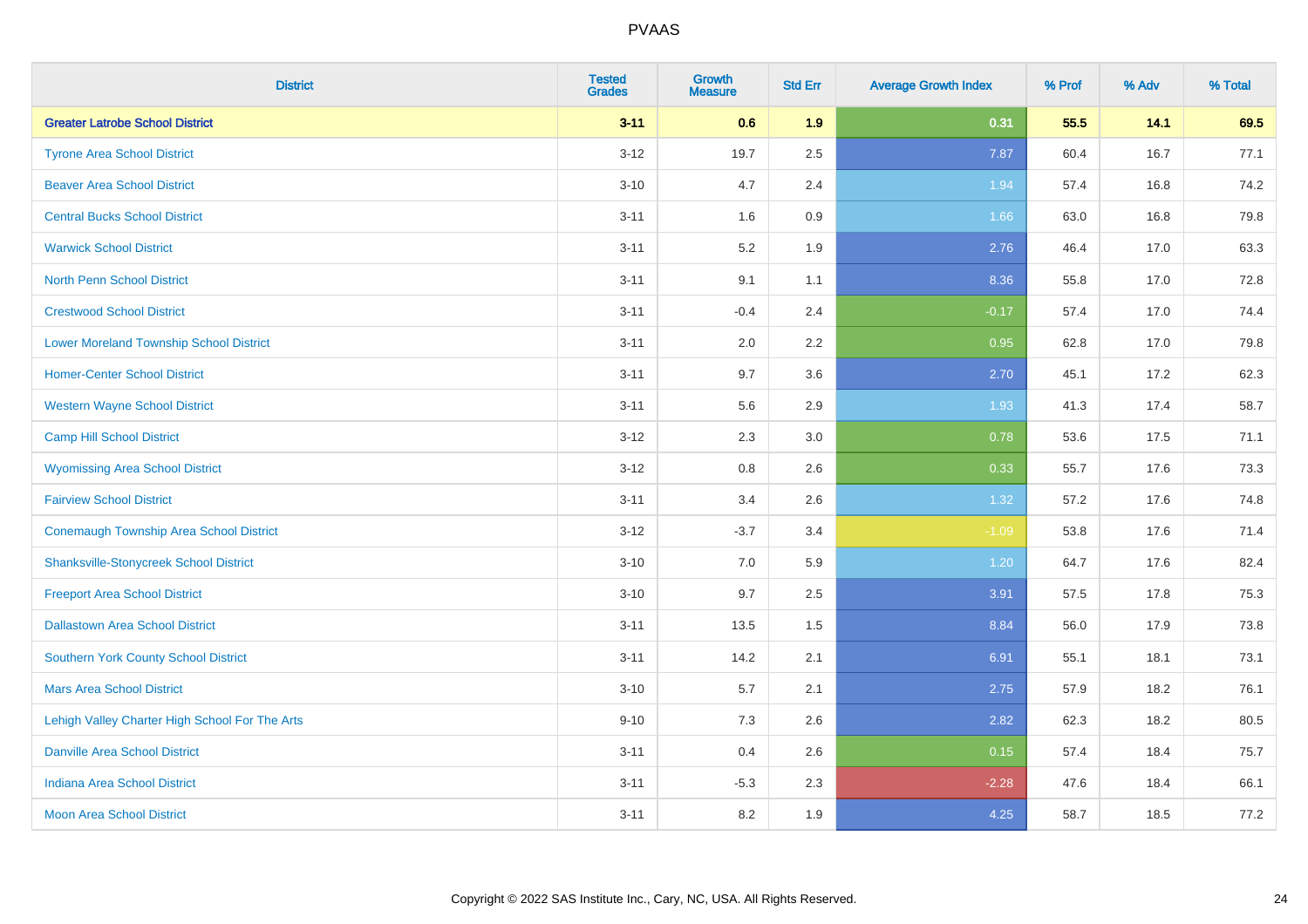| District | Tested Grades | Growth Measure | Std Err | Average Growth Index | % Prof | % Adv | % Total |
|---|---|---|---|---|---|---|---|
| **Greater Latrobe School District** | **3-11** | **0.6** | **1.9** | **0.31** | **55.5** | **14.1** | **69.5** |
| Tyrone Area School District | 3-12 | 19.7 | 2.5 | 7.87 | 60.4 | 16.7 | 77.1 |
| Beaver Area School District | 3-10 | 4.7 | 2.4 | 1.94 | 57.4 | 16.8 | 74.2 |
| Central Bucks School District | 3-11 | 1.6 | 0.9 | 1.66 | 63.0 | 16.8 | 79.8 |
| Warwick School District | 3-11 | 5.2 | 1.9 | 2.76 | 46.4 | 17.0 | 63.3 |
| North Penn School District | 3-11 | 9.1 | 1.1 | 8.36 | 55.8 | 17.0 | 72.8 |
| Crestwood School District | 3-11 | -0.4 | 2.4 | -0.17 | 57.4 | 17.0 | 74.4 |
| Lower Moreland Township School District | 3-11 | 2.0 | 2.2 | 0.95 | 62.8 | 17.0 | 79.8 |
| Homer-Center School District | 3-11 | 9.7 | 3.6 | 2.70 | 45.1 | 17.2 | 62.3 |
| Western Wayne School District | 3-11 | 5.6 | 2.9 | 1.93 | 41.3 | 17.4 | 58.7 |
| Camp Hill School District | 3-12 | 2.3 | 3.0 | 0.78 | 53.6 | 17.5 | 71.1 |
| Wyomissing Area School District | 3-12 | 0.8 | 2.6 | 0.33 | 55.7 | 17.6 | 73.3 |
| Fairview School District | 3-11 | 3.4 | 2.6 | 1.32 | 57.2 | 17.6 | 74.8 |
| Conemaugh Township Area School District | 3-12 | -3.7 | 3.4 | -1.09 | 53.8 | 17.6 | 71.4 |
| Shanksville-Stonycreek School District | 3-10 | 7.0 | 5.9 | 1.20 | 64.7 | 17.6 | 82.4 |
| Freeport Area School District | 3-10 | 9.7 | 2.5 | 3.91 | 57.5 | 17.8 | 75.3 |
| Dallastown Area School District | 3-11 | 13.5 | 1.5 | 8.84 | 56.0 | 17.9 | 73.8 |
| Southern York County School District | 3-11 | 14.2 | 2.1 | 6.91 | 55.1 | 18.1 | 73.1 |
| Mars Area School District | 3-10 | 5.7 | 2.1 | 2.75 | 57.9 | 18.2 | 76.1 |
| Lehigh Valley Charter High School For The Arts | 9-10 | 7.3 | 2.6 | 2.82 | 62.3 | 18.2 | 80.5 |
| Danville Area School District | 3-11 | 0.4 | 2.6 | 0.15 | 57.4 | 18.4 | 75.7 |
| Indiana Area School District | 3-11 | -5.3 | 2.3 | -2.28 | 47.6 | 18.4 | 66.1 |
| Moon Area School District | 3-11 | 8.2 | 1.9 | 4.25 | 58.7 | 18.5 | 77.2 |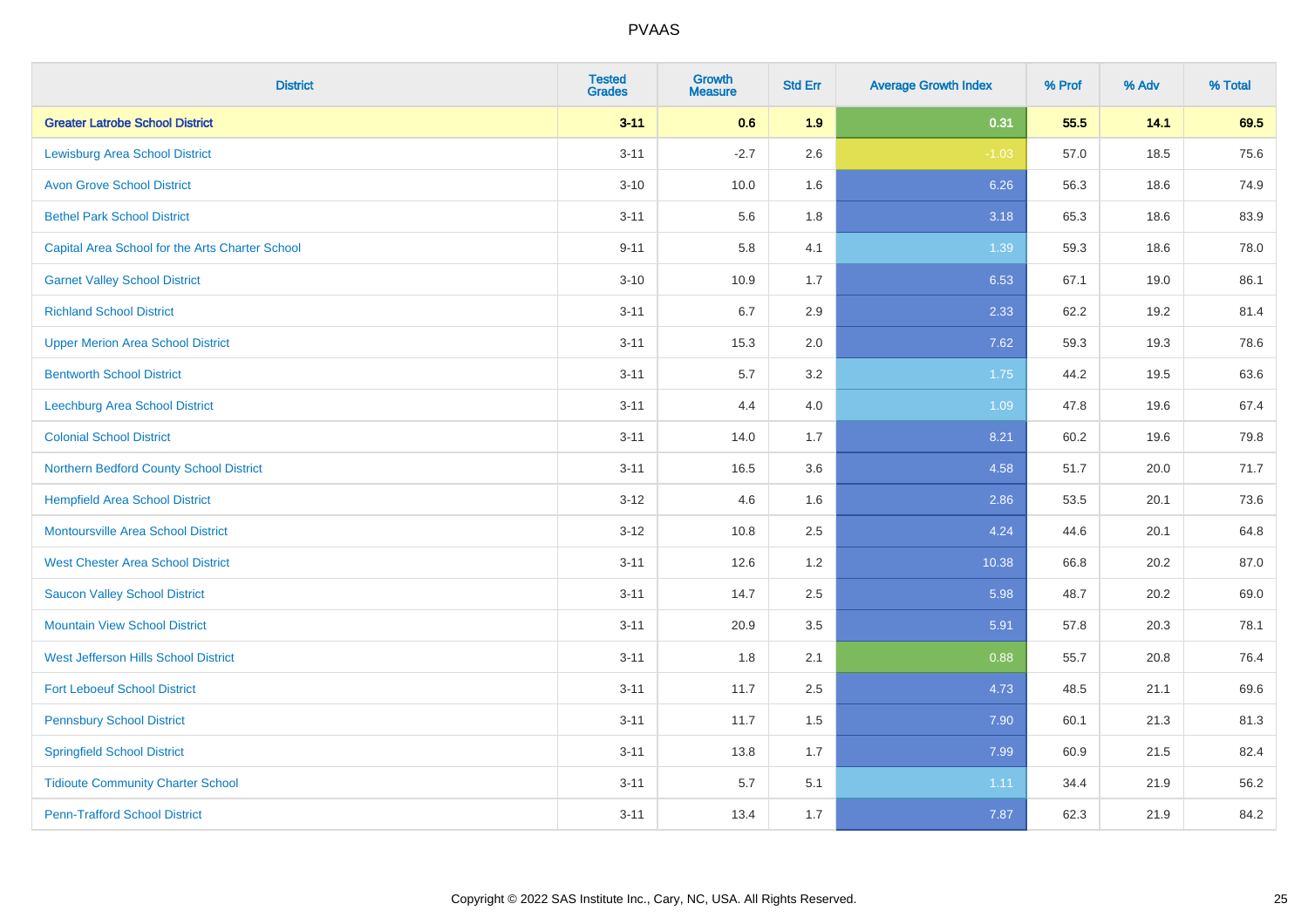# PVAAS

| District | Tested Grades | Growth Measure | Std Err | Average Growth Index | % Prof | % Adv | % Total |
|---|---|---|---|---|---|---|---|
| **Greater Latrobe School District** | **3-11** | **0.6** | **1.9** | **0.31** | **55.5** | **14.1** | **69.5** |
| Lewisburg Area School District | 3-11 | -2.7 | 2.6 | -1.03 | 57.0 | 18.5 | 75.6 |
| Avon Grove School District | 3-10 | 10.0 | 1.6 | 6.26 | 56.3 | 18.6 | 74.9 |
| Bethel Park School District | 3-11 | 5.6 | 1.8 | 3.18 | 65.3 | 18.6 | 83.9 |
| Capital Area School for the Arts Charter School | 9-11 | 5.8 | 4.1 | 1.39 | 59.3 | 18.6 | 78.0 |
| Garnet Valley School District | 3-10 | 10.9 | 1.7 | 6.53 | 67.1 | 19.0 | 86.1 |
| Richland School District | 3-11 | 6.7 | 2.9 | 2.33 | 62.2 | 19.2 | 81.4 |
| Upper Merion Area School District | 3-11 | 15.3 | 2.0 | 7.62 | 59.3 | 19.3 | 78.6 |
| Bentworth School District | 3-11 | 5.7 | 3.2 | 1.75 | 44.2 | 19.5 | 63.6 |
| Leechburg Area School District | 3-11 | 4.4 | 4.0 | 1.09 | 47.8 | 19.6 | 67.4 |
| Colonial School District | 3-11 | 14.0 | 1.7 | 8.21 | 60.2 | 19.6 | 79.8 |
| Northern Bedford County School District | 3-11 | 16.5 | 3.6 | 4.58 | 51.7 | 20.0 | 71.7 |
| Hempfield Area School District | 3-12 | 4.6 | 1.6 | 2.86 | 53.5 | 20.1 | 73.6 |
| Montoursville Area School District | 3-12 | 10.8 | 2.5 | 4.24 | 44.6 | 20.1 | 64.8 |
| West Chester Area School District | 3-11 | 12.6 | 1.2 | 10.38 | 66.8 | 20.2 | 87.0 |
| Saucon Valley School District | 3-11 | 14.7 | 2.5 | 5.98 | 48.7 | 20.2 | 69.0 |
| Mountain View School District | 3-11 | 20.9 | 3.5 | 5.91 | 57.8 | 20.3 | 78.1 |
| West Jefferson Hills School District | 3-11 | 1.8 | 2.1 | 0.88 | 55.7 | 20.8 | 76.4 |
| Fort Leboeuf School District | 3-11 | 11.7 | 2.5 | 4.73 | 48.5 | 21.1 | 69.6 |
| Pennsbury School District | 3-11 | 11.7 | 1.5 | 7.90 | 60.1 | 21.3 | 81.3 |
| Springfield School District | 3-11 | 13.8 | 1.7 | 7.99 | 60.9 | 21.5 | 82.4 |
| Tidioute Community Charter School | 3-11 | 5.7 | 5.1 | 1.11 | 34.4 | 21.9 | 56.2 |
| Penn-Trafford School District | 3-11 | 13.4 | 1.7 | 7.87 | 62.3 | 21.9 | 84.2 |

Copyright © 2022 SAS Institute Inc., Cary, NC, USA. All Rights Reserved.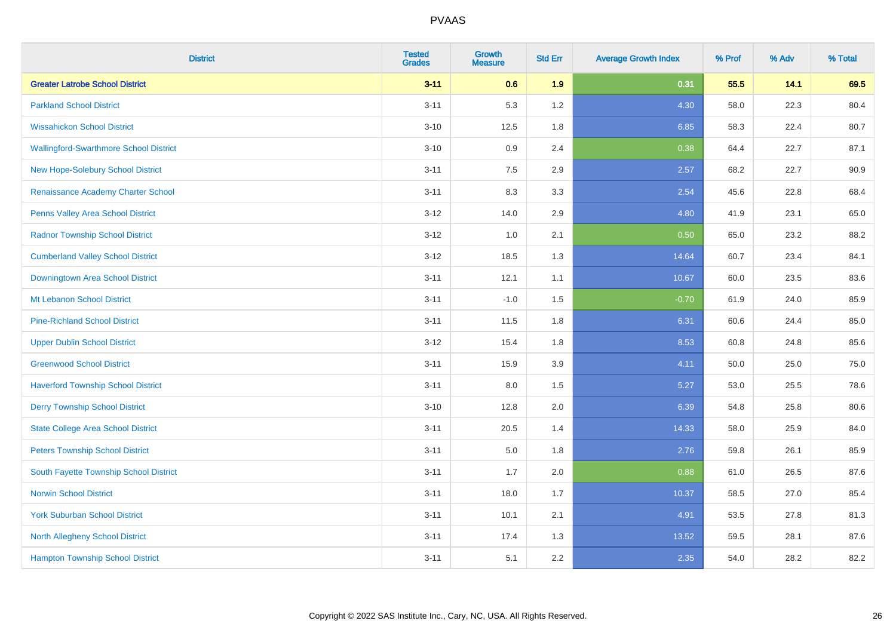| District | Tested Grades | Growth Measure | Std Err | Average Growth Index | % Prof | % Adv | % Total |
|---|---|---|---|---|---|---|---|
| **Greater Latrobe School District** | **3-11** | **0.6** | **1.9** | **0.31** | **55.5** | **14.1** | **69.5** |
| Parkland School District | 3-11 | 5.3 | 1.2 | 4.30 | 58.0 | 22.3 | 80.4 |
| Wissahickon School District | 3-10 | 12.5 | 1.8 | 6.85 | 58.3 | 22.4 | 80.7 |
| Wallingford-Swarthmore School District | 3-10 | 0.9 | 2.4 | 0.38 | 64.4 | 22.7 | 87.1 |
| New Hope-Solebury School District | 3-11 | 7.5 | 2.9 | 2.57 | 68.2 | 22.7 | 90.9 |
| Renaissance Academy Charter School | 3-11 | 8.3 | 3.3 | 2.54 | 45.6 | 22.8 | 68.4 |
| Penns Valley Area School District | 3-12 | 14.0 | 2.9 | 4.80 | 41.9 | 23.1 | 65.0 |
| Radnor Township School District | 3-12 | 1.0 | 2.1 | 0.50 | 65.0 | 23.2 | 88.2 |
| Cumberland Valley School District | 3-12 | 18.5 | 1.3 | 14.64 | 60.7 | 23.4 | 84.1 |
| Downingtown Area School District | 3-11 | 12.1 | 1.1 | 10.67 | 60.0 | 23.5 | 83.6 |
| Mt Lebanon School District | 3-11 | -1.0 | 1.5 | -0.70 | 61.9 | 24.0 | 85.9 |
| Pine-Richland School District | 3-11 | 11.5 | 1.8 | 6.31 | 60.6 | 24.4 | 85.0 |
| Upper Dublin School District | 3-12 | 15.4 | 1.8 | 8.53 | 60.8 | 24.8 | 85.6 |
| Greenwood School District | 3-11 | 15.9 | 3.9 | 4.11 | 50.0 | 25.0 | 75.0 |
| Haverford Township School District | 3-11 | 8.0 | 1.5 | 5.27 | 53.0 | 25.5 | 78.6 |
| Derry Township School District | 3-10 | 12.8 | 2.0 | 6.39 | 54.8 | 25.8 | 80.6 |
| State College Area School District | 3-11 | 20.5 | 1.4 | 14.33 | 58.0 | 25.9 | 84.0 |
| Peters Township School District | 3-11 | 5.0 | 1.8 | 2.76 | 59.8 | 26.1 | 85.9 |
| South Fayette Township School District | 3-11 | 1.7 | 2.0 | 0.88 | 61.0 | 26.5 | 87.6 |
| Norwin School District | 3-11 | 18.0 | 1.7 | 10.37 | 58.5 | 27.0 | 85.4 |
| York Suburban School District | 3-11 | 10.1 | 2.1 | 4.91 | 53.5 | 27.8 | 81.3 |
| North Allegheny School District | 3-11 | 17.4 | 1.3 | 13.52 | 59.5 | 28.1 | 87.6 |
| Hampton Township School District | 3-11 | 5.1 | 2.2 | 2.35 | 54.0 | 28.2 | 82.2 |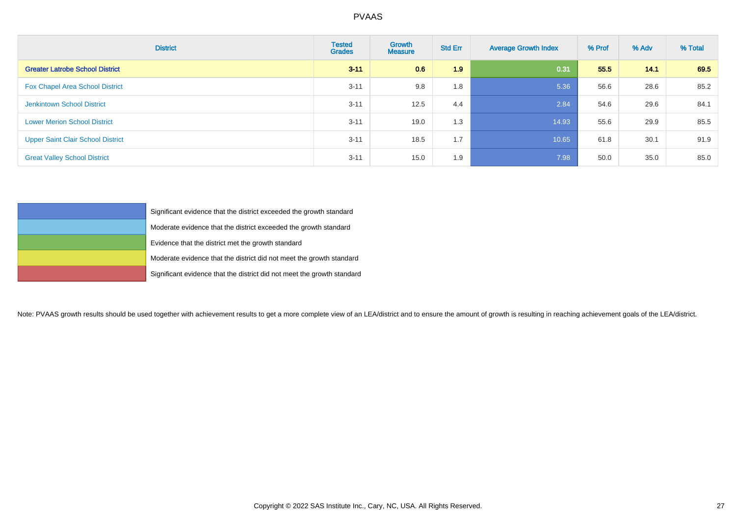# PVAAS

| District | Tested Grades | Growth Measure | Std Err | Average Growth Index | % Prof | % Adv | % Total |
|---|---|---|---|---|---|---|---|
| **Greater Latrobe School District** | **3-11** | **0.6** | **1.9** | **0.31** | **55.5** | **14.1** | **69.5** |
| Fox Chapel Area School District | 3-11 | 9.8 | 1.8 | 5.36 | 56.6 | 28.6 | 85.2 |
| Jenkintown School District | 3-11 | 12.5 | 4.4 | 2.84 | 54.6 | 29.6 | 84.1 |
| Lower Merion School District | 3-11 | 19.0 | 1.3 | 14.93 | 55.6 | 29.9 | 85.5 |
| Upper Saint Clair School District | 3-11 | 18.5 | 1.7 | 10.65 | 61.8 | 30.1 | 91.9 |
| Great Valley School District | 3-11 | 15.0 | 1.9 | 7.98 | 50.0 | 35.0 | 85.0 |

Significant evidence that the district exceeded the growth standard

Moderate evidence that the district exceeded the growth standard

Evidence that the district met the growth standard

Moderate evidence that the district did not meet the growth standard

Significant evidence that the district did not meet the growth standard

Note: PVAAS growth results should be used together with achievement results to get a more complete view of an LEA/district and to ensure the amount of growth is resulting in reaching achievement goals of the LEA/district.

Copyright © 2022 SAS Institute Inc., Cary, NC, USA. All Rights Reserved.